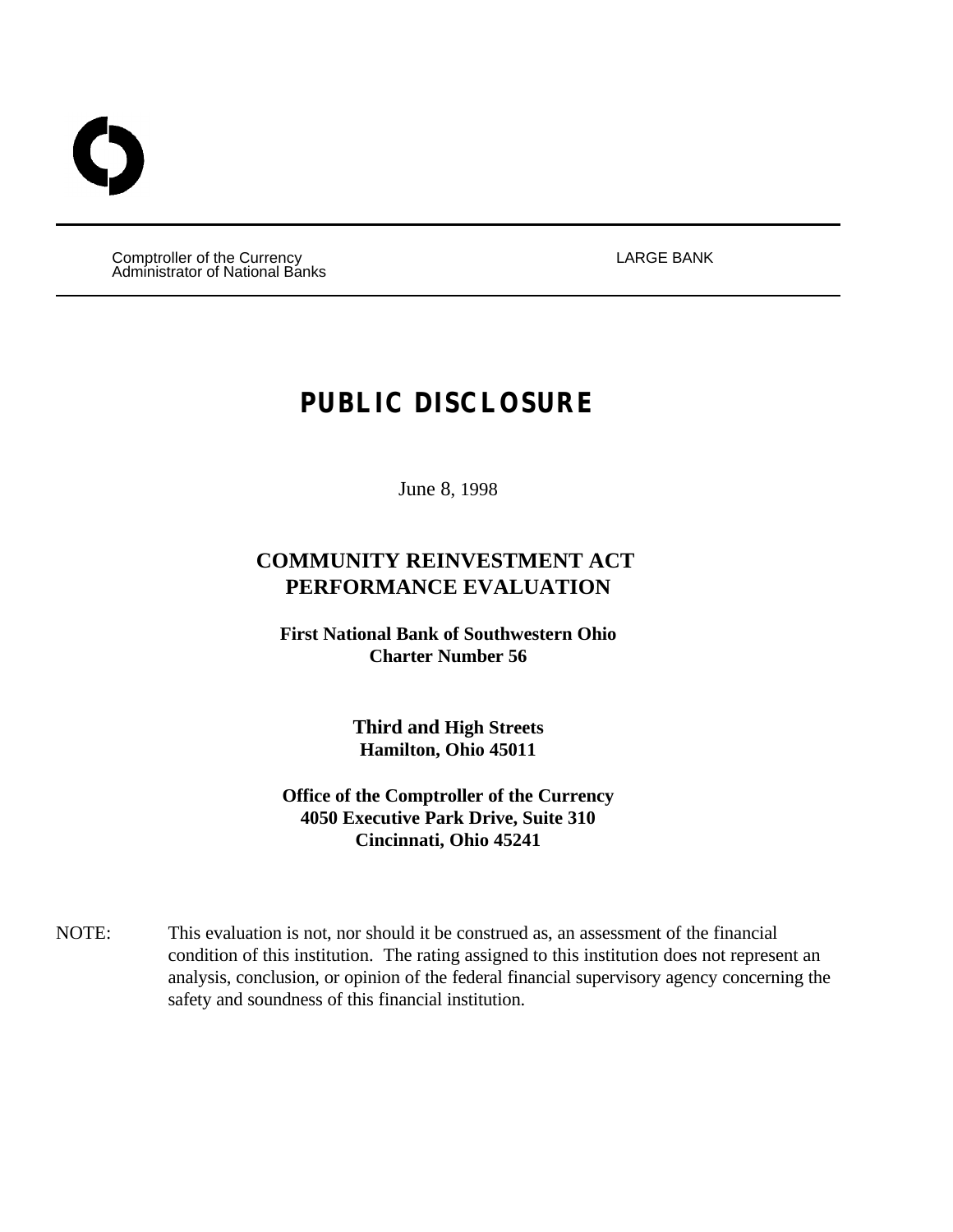Comptroller of the Currency
Administrator of National Banks

LARGE BANK

# PUBLIC DISCLOSURE

June 8, 1998

## COMMUNITY REINVESTMENT ACT PERFORMANCE EVALUATION

**First National Bank of Southwestern Ohio**
**Charter Number 56**

**Third and High Streets**
**Hamilton, Ohio 45011**

**Office of the Comptroller of the Currency**
**4050 Executive Park Drive, Suite 310**
**Cincinnati, Ohio 45241**

NOTE: This evaluation is not, nor should it be construed as, an assessment of the financial condition of this institution. The rating assigned to this institution does not represent an analysis, conclusion, or opinion of the federal financial supervisory agency concerning the safety and soundness of this financial institution.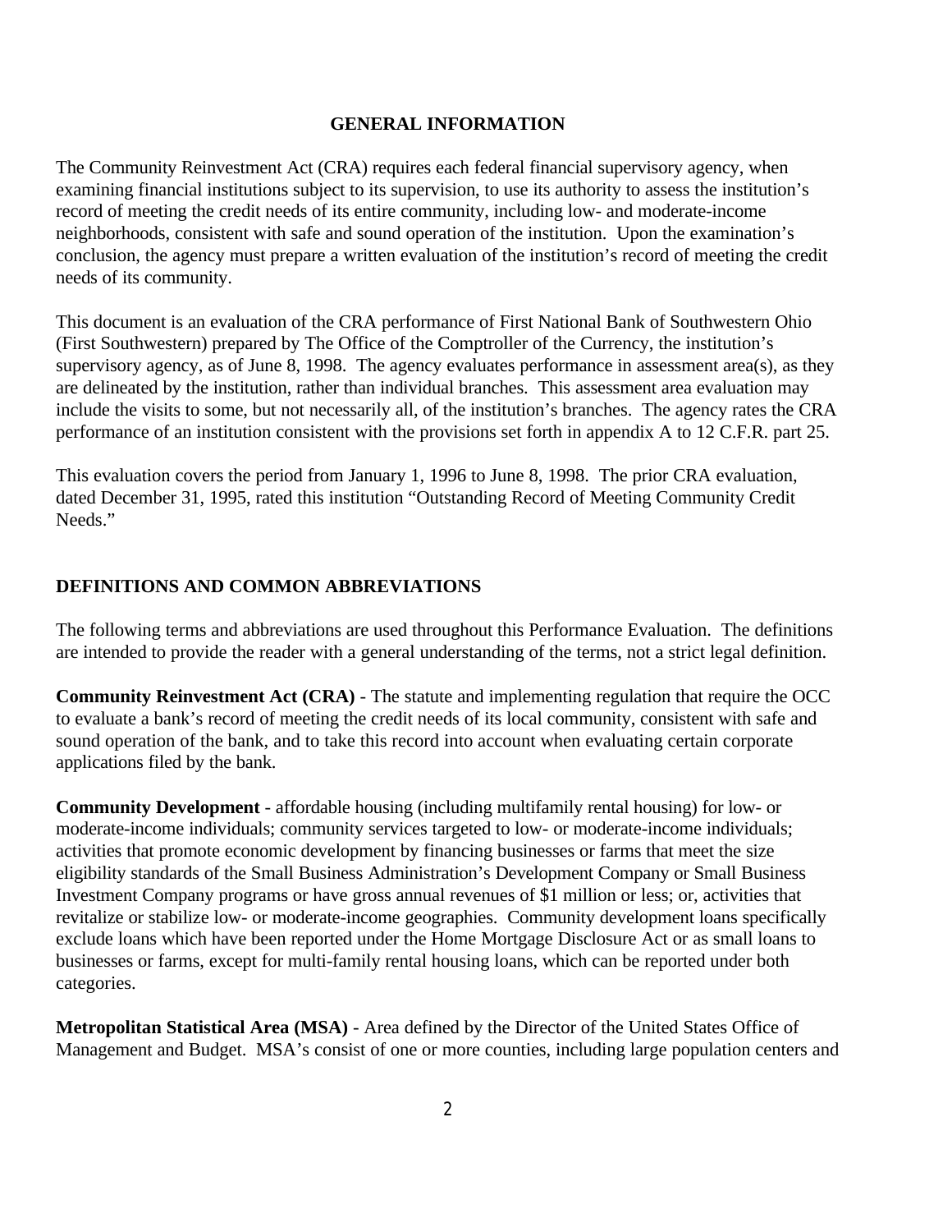## GENERAL INFORMATION

The Community Reinvestment Act (CRA) requires each federal financial supervisory agency, when examining financial institutions subject to its supervision, to use its authority to assess the institution's record of meeting the credit needs of its entire community, including low- and moderate-income neighborhoods, consistent with safe and sound operation of the institution. Upon the examination's conclusion, the agency must prepare a written evaluation of the institution's record of meeting the credit needs of its community.

This document is an evaluation of the CRA performance of First National Bank of Southwestern Ohio (First Southwestern) prepared by The Office of the Comptroller of the Currency, the institution's supervisory agency, as of June 8, 1998. The agency evaluates performance in assessment area(s), as they are delineated by the institution, rather than individual branches. This assessment area evaluation may include the visits to some, but not necessarily all, of the institution's branches. The agency rates the CRA performance of an institution consistent with the provisions set forth in appendix A to 12 C.F.R. part 25.

This evaluation covers the period from January 1, 1996 to June 8, 1998. The prior CRA evaluation, dated December 31, 1995, rated this institution "Outstanding Record of Meeting Community Credit Needs."

## DEFINITIONS AND COMMON ABBREVIATIONS

The following terms and abbreviations are used throughout this Performance Evaluation. The definitions are intended to provide the reader with a general understanding of the terms, not a strict legal definition.

**Community Reinvestment Act (CRA)** - The statute and implementing regulation that require the OCC to evaluate a bank's record of meeting the credit needs of its local community, consistent with safe and sound operation of the bank, and to take this record into account when evaluating certain corporate applications filed by the bank.

**Community Development** - affordable housing (including multifamily rental housing) for low- or moderate-income individuals; community services targeted to low- or moderate-income individuals; activities that promote economic development by financing businesses or farms that meet the size eligibility standards of the Small Business Administration's Development Company or Small Business Investment Company programs or have gross annual revenues of $1 million or less; or, activities that revitalize or stabilize low- or moderate-income geographies. Community development loans specifically exclude loans which have been reported under the Home Mortgage Disclosure Act or as small loans to businesses or farms, except for multi-family rental housing loans, which can be reported under both categories.

**Metropolitan Statistical Area (MSA)** - Area defined by the Director of the United States Office of Management and Budget. MSA's consist of one or more counties, including large population centers and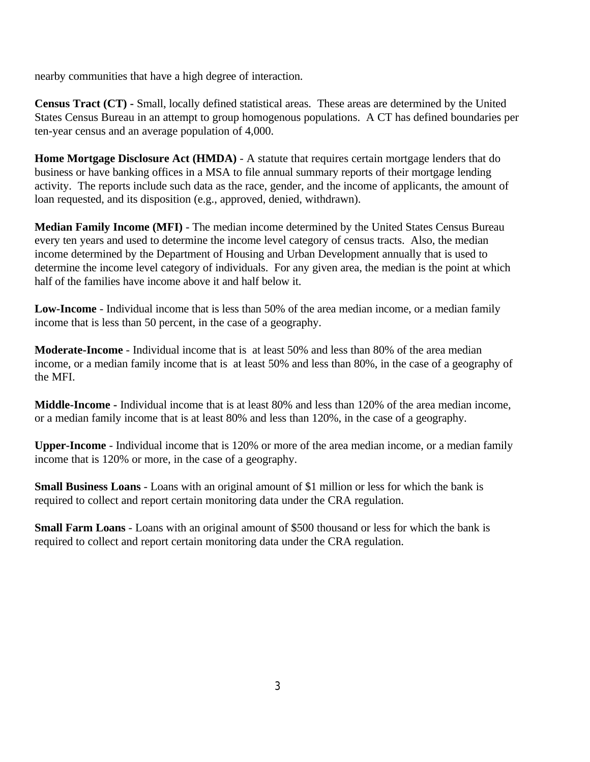nearby communities that have a high degree of interaction.

**Census Tract (CT) -** Small, locally defined statistical areas. These areas are determined by the United States Census Bureau in an attempt to group homogenous populations. A CT has defined boundaries per ten-year census and an average population of 4,000.

**Home Mortgage Disclosure Act (HMDA)** - A statute that requires certain mortgage lenders that do business or have banking offices in a MSA to file annual summary reports of their mortgage lending activity. The reports include such data as the race, gender, and the income of applicants, the amount of loan requested, and its disposition (e.g., approved, denied, withdrawn).

**Median Family Income (MFI)** - The median income determined by the United States Census Bureau every ten years and used to determine the income level category of census tracts. Also, the median income determined by the Department of Housing and Urban Development annually that is used to determine the income level category of individuals. For any given area, the median is the point at which half of the families have income above it and half below it.

**Low-Income** - Individual income that is less than 50% of the area median income, or a median family income that is less than 50 percent, in the case of a geography.

**Moderate-Income** - Individual income that is at least 50% and less than 80% of the area median income, or a median family income that is at least 50% and less than 80%, in the case of a geography of the MFI.

**Middle-Income -** Individual income that is at least 80% and less than 120% of the area median income, or a median family income that is at least 80% and less than 120%, in the case of a geography.

**Upper-Income** - Individual income that is 120% or more of the area median income, or a median family income that is 120% or more, in the case of a geography.

**Small Business Loans** - Loans with an original amount of $1 million or less for which the bank is required to collect and report certain monitoring data under the CRA regulation.

**Small Farm Loans** - Loans with an original amount of $500 thousand or less for which the bank is required to collect and report certain monitoring data under the CRA regulation.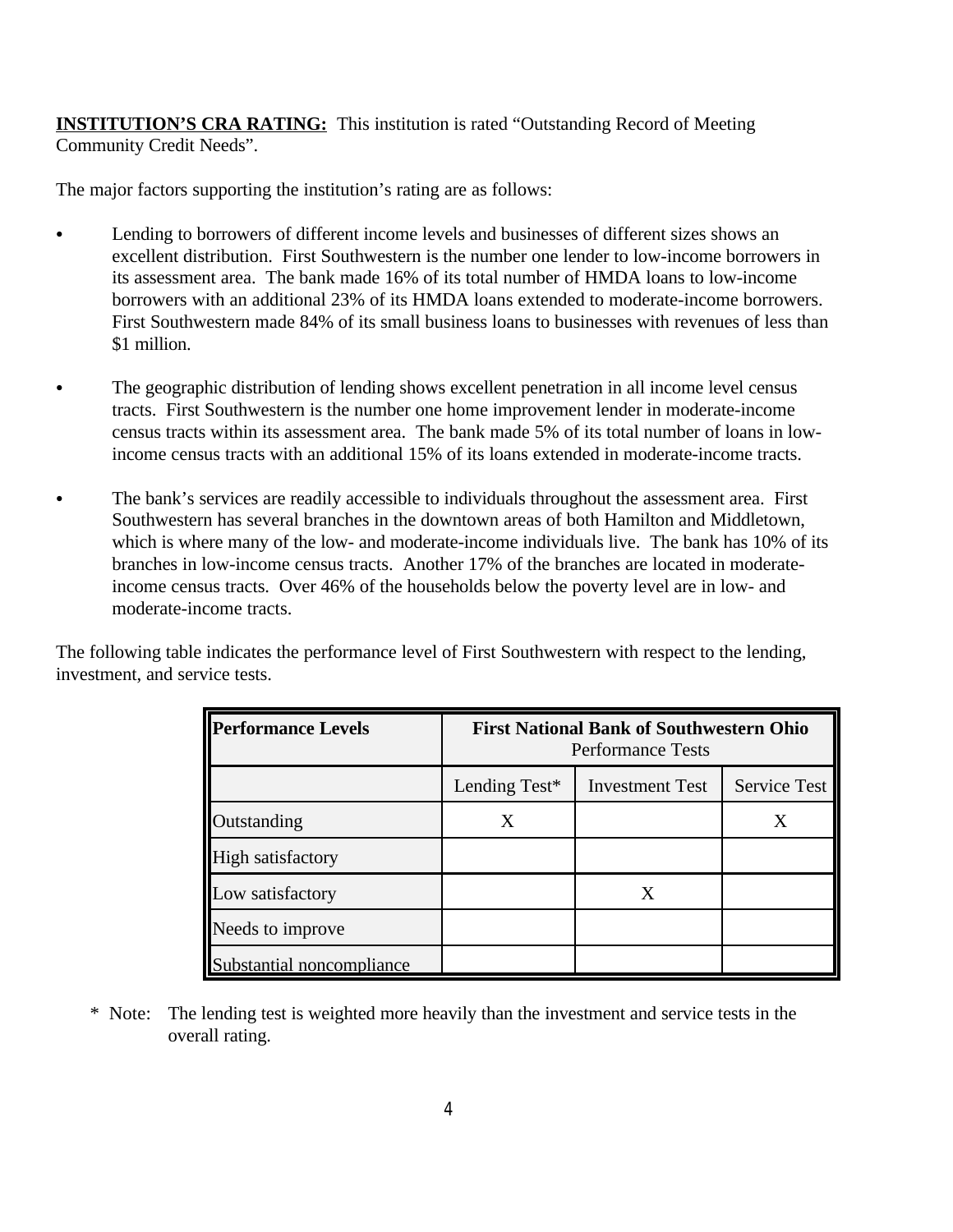**INSTITUTION'S CRA RATING:** This institution is rated "Outstanding Record of Meeting Community Credit Needs".

The major factors supporting the institution's rating are as follows:

- Lending to borrowers of different income levels and businesses of different sizes shows an excellent distribution. First Southwestern is the number one lender to low-income borrowers in its assessment area. The bank made 16% of its total number of HMDA loans to low-income borrowers with an additional 23% of its HMDA loans extended to moderate-income borrowers. First Southwestern made 84% of its small business loans to businesses with revenues of less than $1 million.

- The geographic distribution of lending shows excellent penetration in all income level census tracts. First Southwestern is the number one home improvement lender in moderate-income census tracts within its assessment area. The bank made 5% of its total number of loans in low-income census tracts with an additional 15% of its loans extended in moderate-income tracts.

- The bank's services are readily accessible to individuals throughout the assessment area. First Southwestern has several branches in the downtown areas of both Hamilton and Middletown, which is where many of the low- and moderate-income individuals live. The bank has 10% of its branches in low-income census tracts. Another 17% of the branches are located in moderate-income census tracts. Over 46% of the households below the poverty level are in low- and moderate-income tracts.

The following table indicates the performance level of First Southwestern with respect to the lending, investment, and service tests.

| **Performance Levels** | **First National Bank of Southwestern Ohio** Performance Tests | | |
|---|---|---|---|
| | Lending Test* | Investment Test | Service Test |
| Outstanding | X | | X |
| High satisfactory | | | |
| Low satisfactory | | X | |
| Needs to improve | | | |
| Substantial noncompliance | | | |

\* Note: The lending test is weighted more heavily than the investment and service tests in the overall rating.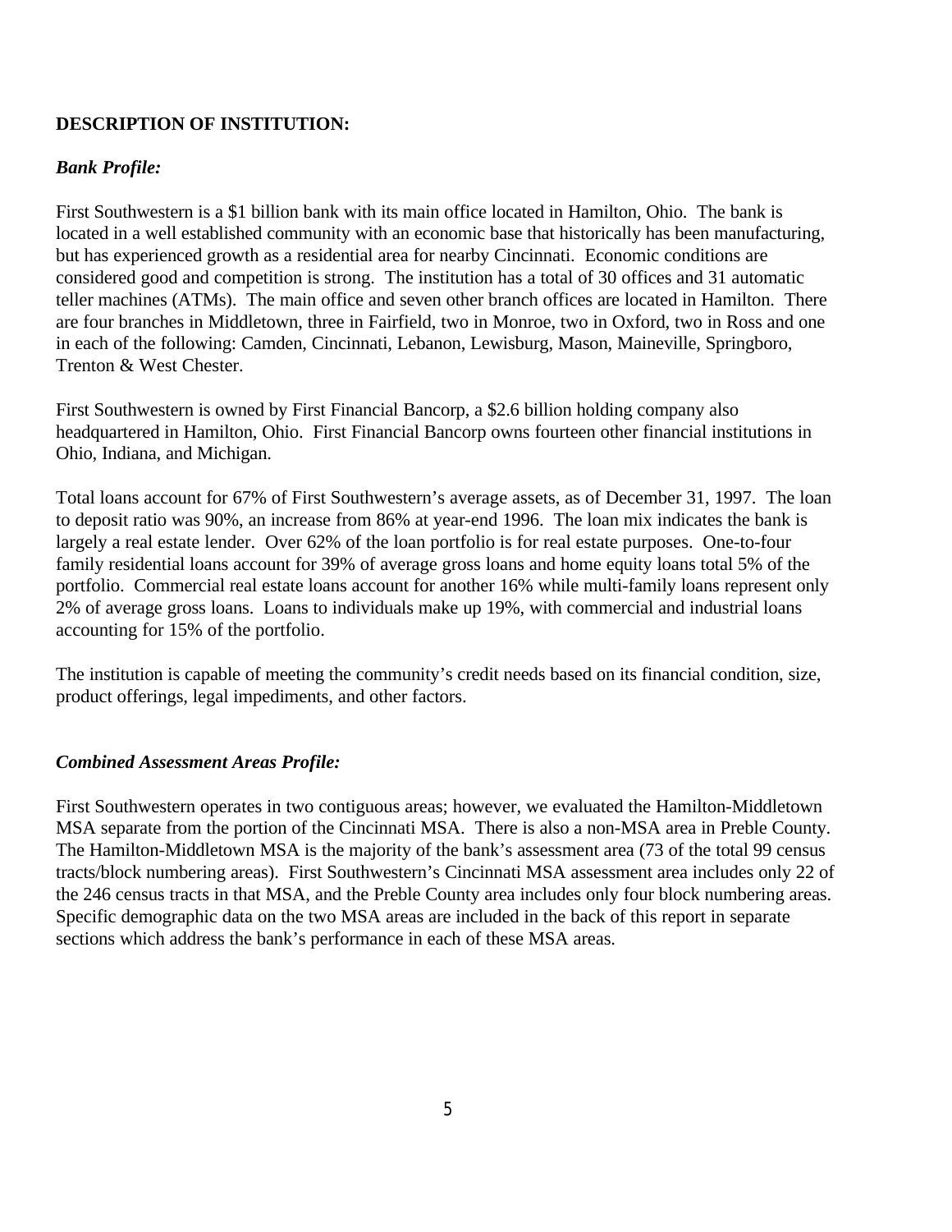**DESCRIPTION OF INSTITUTION:**

***Bank Profile:***

First Southwestern is a $1 billion bank with its main office located in Hamilton, Ohio. The bank is located in a well established community with an economic base that historically has been manufacturing, but has experienced growth as a residential area for nearby Cincinnati. Economic conditions are considered good and competition is strong. The institution has a total of 30 offices and 31 automatic teller machines (ATMs). The main office and seven other branch offices are located in Hamilton. There are four branches in Middletown, three in Fairfield, two in Monroe, two in Oxford, two in Ross and one in each of the following: Camden, Cincinnati, Lebanon, Lewisburg, Mason, Maineville, Springboro, Trenton & West Chester.

First Southwestern is owned by First Financial Bancorp, a $2.6 billion holding company also headquartered in Hamilton, Ohio. First Financial Bancorp owns fourteen other financial institutions in Ohio, Indiana, and Michigan.

Total loans account for 67% of First Southwestern's average assets, as of December 31, 1997. The loan to deposit ratio was 90%, an increase from 86% at year-end 1996. The loan mix indicates the bank is largely a real estate lender. Over 62% of the loan portfolio is for real estate purposes. One-to-four family residential loans account for 39% of average gross loans and home equity loans total 5% of the portfolio. Commercial real estate loans account for another 16% while multi-family loans represent only 2% of average gross loans. Loans to individuals make up 19%, with commercial and industrial loans accounting for 15% of the portfolio.

The institution is capable of meeting the community's credit needs based on its financial condition, size, product offerings, legal impediments, and other factors.

***Combined Assessment Areas Profile:***

First Southwestern operates in two contiguous areas; however, we evaluated the Hamilton-Middletown MSA separate from the portion of the Cincinnati MSA. There is also a non-MSA area in Preble County. The Hamilton-Middletown MSA is the majority of the bank's assessment area (73 of the total 99 census tracts/block numbering areas). First Southwestern's Cincinnati MSA assessment area includes only 22 of the 246 census tracts in that MSA, and the Preble County area includes only four block numbering areas. Specific demographic data on the two MSA areas are included in the back of this report in separate sections which address the bank's performance in each of these MSA areas.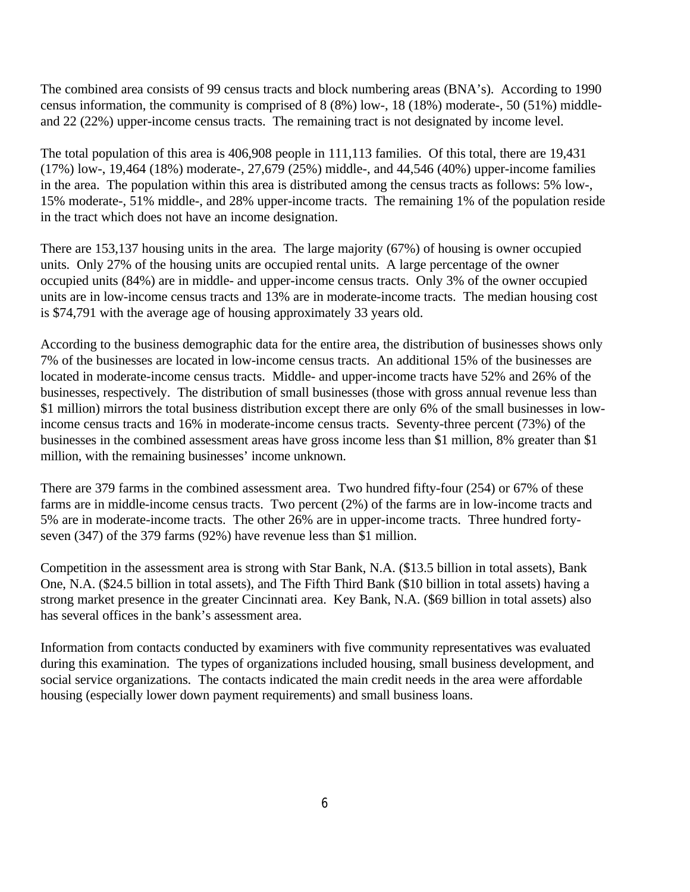The combined area consists of 99 census tracts and block numbering areas (BNA's). According to 1990 census information, the community is comprised of 8 (8%) low-, 18 (18%) moderate-, 50 (51%) middle- and 22 (22%) upper-income census tracts. The remaining tract is not designated by income level.

The total population of this area is 406,908 people in 111,113 families. Of this total, there are 19,431 (17%) low-, 19,464 (18%) moderate-, 27,679 (25%) middle-, and 44,546 (40%) upper-income families in the area. The population within this area is distributed among the census tracts as follows: 5% low-, 15% moderate-, 51% middle-, and 28% upper-income tracts. The remaining 1% of the population reside in the tract which does not have an income designation.

There are 153,137 housing units in the area. The large majority (67%) of housing is owner occupied units. Only 27% of the housing units are occupied rental units. A large percentage of the owner occupied units (84%) are in middle- and upper-income census tracts. Only 3% of the owner occupied units are in low-income census tracts and 13% are in moderate-income tracts. The median housing cost is $74,791 with the average age of housing approximately 33 years old.

According to the business demographic data for the entire area, the distribution of businesses shows only 7% of the businesses are located in low-income census tracts. An additional 15% of the businesses are located in moderate-income census tracts. Middle- and upper-income tracts have 52% and 26% of the businesses, respectively. The distribution of small businesses (those with gross annual revenue less than $1 million) mirrors the total business distribution except there are only 6% of the small businesses in low-income census tracts and 16% in moderate-income census tracts. Seventy-three percent (73%) of the businesses in the combined assessment areas have gross income less than $1 million, 8% greater than $1 million, with the remaining businesses' income unknown.

There are 379 farms in the combined assessment area. Two hundred fifty-four (254) or 67% of these farms are in middle-income census tracts. Two percent (2%) of the farms are in low-income tracts and 5% are in moderate-income tracts. The other 26% are in upper-income tracts. Three hundred forty-seven (347) of the 379 farms (92%) have revenue less than $1 million.

Competition in the assessment area is strong with Star Bank, N.A. ($13.5 billion in total assets), Bank One, N.A. ($24.5 billion in total assets), and The Fifth Third Bank ($10 billion in total assets) having a strong market presence in the greater Cincinnati area. Key Bank, N.A. ($69 billion in total assets) also has several offices in the bank's assessment area.

Information from contacts conducted by examiners with five community representatives was evaluated during this examination. The types of organizations included housing, small business development, and social service organizations. The contacts indicated the main credit needs in the area were affordable housing (especially lower down payment requirements) and small business loans.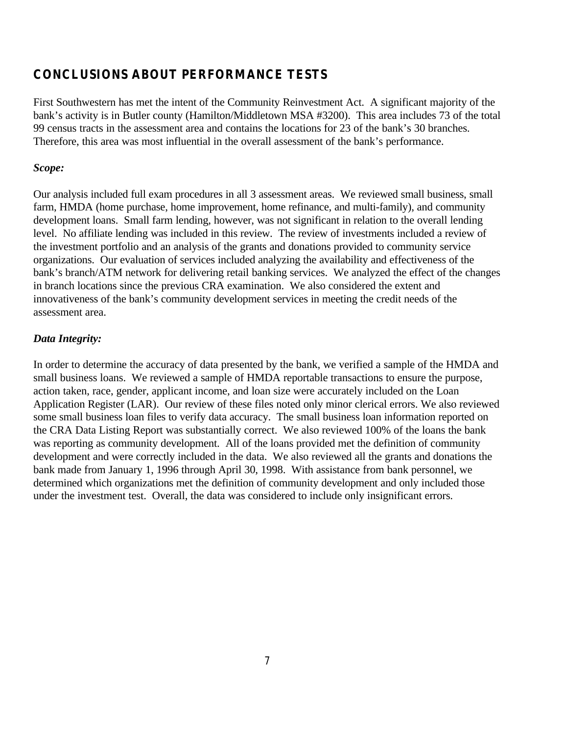## CONCLUSIONS ABOUT PERFORMANCE TESTS

First Southwestern has met the intent of the Community Reinvestment Act. A significant majority of the bank's activity is in Butler county (Hamilton/Middletown MSA #3200). This area includes 73 of the total 99 census tracts in the assessment area and contains the locations for 23 of the bank's 30 branches. Therefore, this area was most influential in the overall assessment of the bank's performance.

***Scope:***

Our analysis included full exam procedures in all 3 assessment areas. We reviewed small business, small farm, HMDA (home purchase, home improvement, home refinance, and multi-family), and community development loans. Small farm lending, however, was not significant in relation to the overall lending level. No affiliate lending was included in this review. The review of investments included a review of the investment portfolio and an analysis of the grants and donations provided to community service organizations. Our evaluation of services included analyzing the availability and effectiveness of the bank's branch/ATM network for delivering retail banking services. We analyzed the effect of the changes in branch locations since the previous CRA examination. We also considered the extent and innovativeness of the bank's community development services in meeting the credit needs of the assessment area.

***Data Integrity:***

In order to determine the accuracy of data presented by the bank, we verified a sample of the HMDA and small business loans. We reviewed a sample of HMDA reportable transactions to ensure the purpose, action taken, race, gender, applicant income, and loan size were accurately included on the Loan Application Register (LAR). Our review of these files noted only minor clerical errors. We also reviewed some small business loan files to verify data accuracy. The small business loan information reported on the CRA Data Listing Report was substantially correct. We also reviewed 100% of the loans the bank was reporting as community development. All of the loans provided met the definition of community development and were correctly included in the data. We also reviewed all the grants and donations the bank made from January 1, 1996 through April 30, 1998. With assistance from bank personnel, we determined which organizations met the definition of community development and only included those under the investment test. Overall, the data was considered to include only insignificant errors.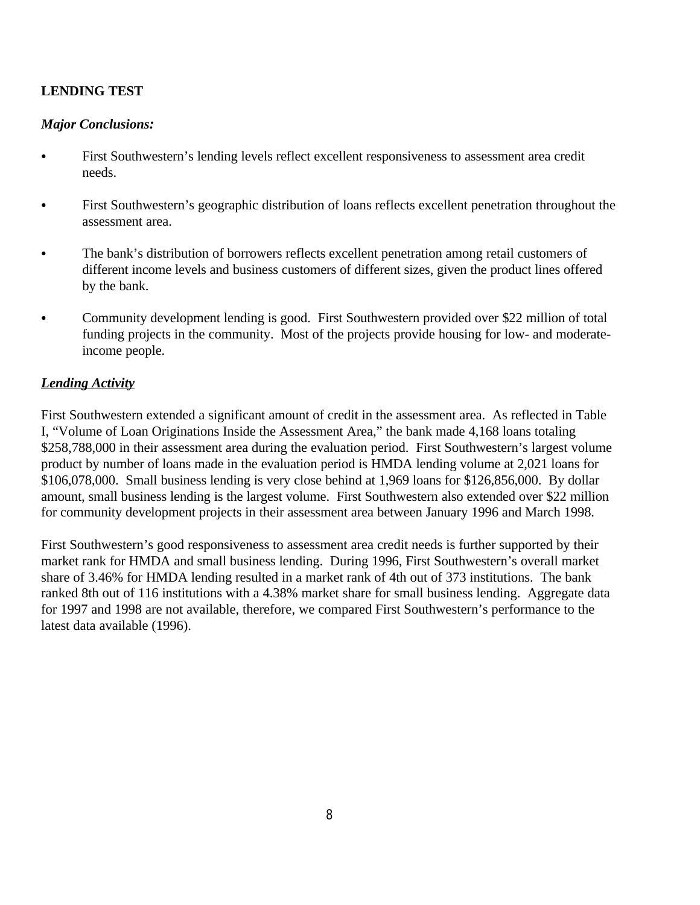## LENDING TEST

***Major Conclusions:***

- First Southwestern's lending levels reflect excellent responsiveness to assessment area credit needs.
- First Southwestern's geographic distribution of loans reflects excellent penetration throughout the assessment area.
- The bank's distribution of borrowers reflects excellent penetration among retail customers of different income levels and business customers of different sizes, given the product lines offered by the bank.
- Community development lending is good. First Southwestern provided over $22 million of total funding projects in the community. Most of the projects provide housing for low- and moderate-income people.

***Lending Activity***

First Southwestern extended a significant amount of credit in the assessment area. As reflected in Table I, "Volume of Loan Originations Inside the Assessment Area," the bank made 4,168 loans totaling $258,788,000 in their assessment area during the evaluation period. First Southwestern's largest volume product by number of loans made in the evaluation period is HMDA lending volume at 2,021 loans for $106,078,000. Small business lending is very close behind at 1,969 loans for $126,856,000. By dollar amount, small business lending is the largest volume. First Southwestern also extended over $22 million for community development projects in their assessment area between January 1996 and March 1998.

First Southwestern's good responsiveness to assessment area credit needs is further supported by their market rank for HMDA and small business lending. During 1996, First Southwestern's overall market share of 3.46% for HMDA lending resulted in a market rank of 4th out of 373 institutions. The bank ranked 8th out of 116 institutions with a 4.38% market share for small business lending. Aggregate data for 1997 and 1998 are not available, therefore, we compared First Southwestern's performance to the latest data available (1996).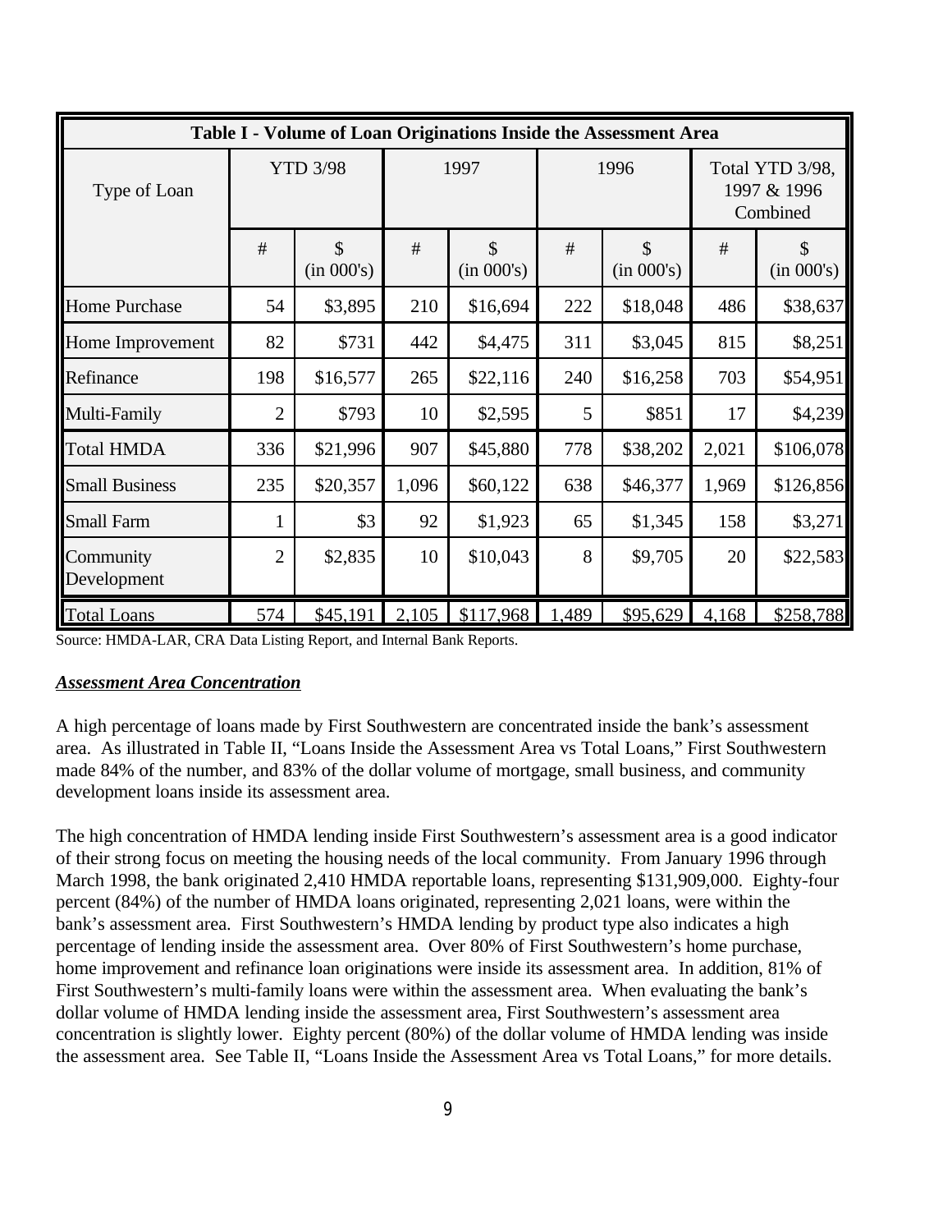| Table I - Volume of Loan Originations Inside the Assessment Area | | | | | | | | |
|---|---|---|---|---|---|---|---|---|
| Type of Loan | YTD 3/98 | | 1997 | | 1996 | | Total YTD 3/98, 1997 & 1996 Combined | |
| | # | $ (in 000's) | # | $ (in 000's) | # | $ (in 000's) | # | $ (in 000's) |
| Home Purchase | 54 | $3,895 | 210 | $16,694 | 222 | $18,048 | 486 | $38,637 |
| Home Improvement | 82 | $731 | 442 | $4,475 | 311 | $3,045 | 815 | $8,251 |
| Refinance | 198 | $16,577 | 265 | $22,116 | 240 | $16,258 | 703 | $54,951 |
| Multi-Family | 2 | $793 | 10 | $2,595 | 5 | $851 | 17 | $4,239 |
| Total HMDA | 336 | $21,996 | 907 | $45,880 | 778 | $38,202 | 2,021 | $106,078 |
| Small Business | 235 | $20,357 | 1,096 | $60,122 | 638 | $46,377 | 1,969 | $126,856 |
| Small Farm | 1 | $3 | 92 | $1,923 | 65 | $1,345 | 158 | $3,271 |
| Community Development | 2 | $2,835 | 10 | $10,043 | 8 | $9,705 | 20 | $22,583 |
| Total Loans | 574 | $45,191 | 2,105 | $117,968 | 1,489 | $95,629 | 4,168 | $258,788 |

Source: HMDA-LAR, CRA Data Listing Report, and Internal Bank Reports.

***Assessment Area Concentration***

A high percentage of loans made by First Southwestern are concentrated inside the bank's assessment area. As illustrated in Table II, "Loans Inside the Assessment Area vs Total Loans," First Southwestern made 84% of the number, and 83% of the dollar volume of mortgage, small business, and community development loans inside its assessment area.

The high concentration of HMDA lending inside First Southwestern's assessment area is a good indicator of their strong focus on meeting the housing needs of the local community. From January 1996 through March 1998, the bank originated 2,410 HMDA reportable loans, representing $131,909,000. Eighty-four percent (84%) of the number of HMDA loans originated, representing 2,021 loans, were within the bank's assessment area. First Southwestern's HMDA lending by product type also indicates a high percentage of lending inside the assessment area. Over 80% of First Southwestern's home purchase, home improvement and refinance loan originations were inside its assessment area. In addition, 81% of First Southwestern's multi-family loans were within the assessment area. When evaluating the bank's dollar volume of HMDA lending inside the assessment area, First Southwestern's assessment area concentration is slightly lower. Eighty percent (80%) of the dollar volume of HMDA lending was inside the assessment area. See Table II, "Loans Inside the Assessment Area vs Total Loans," for more details.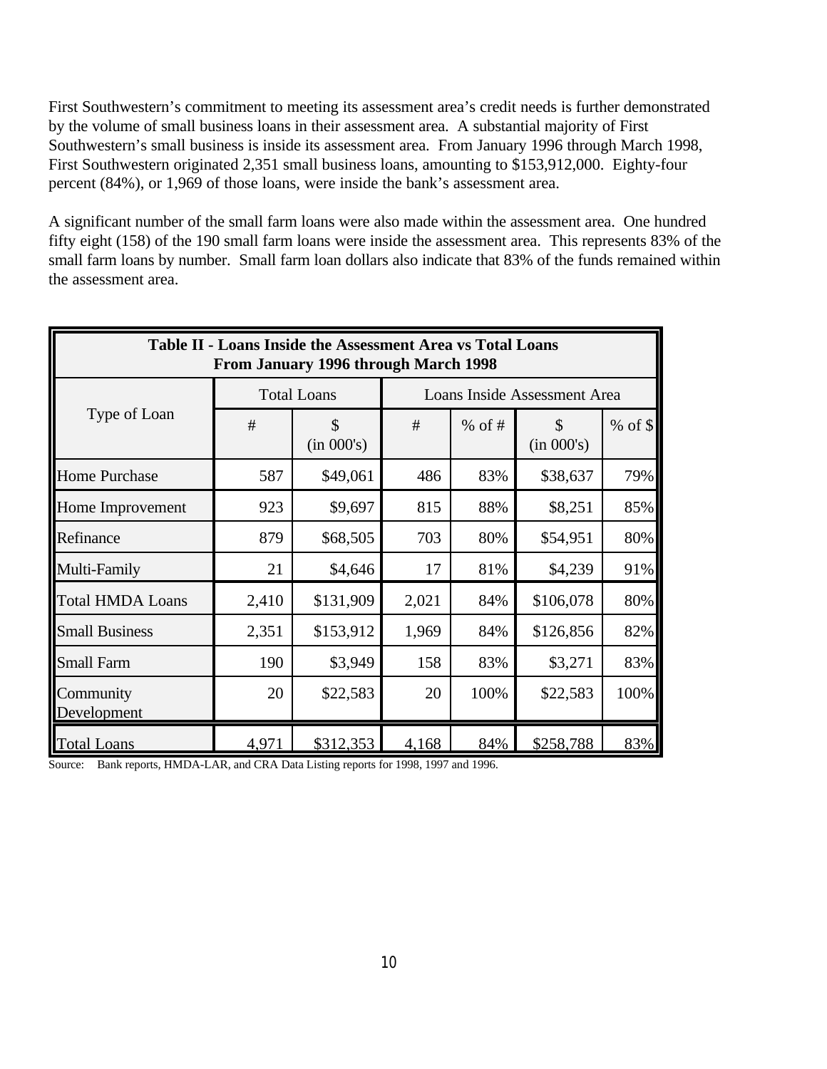First Southwestern's commitment to meeting its assessment area's credit needs is further demonstrated by the volume of small business loans in their assessment area. A substantial majority of First Southwestern's small business is inside its assessment area. From January 1996 through March 1998, First Southwestern originated 2,351 small business loans, amounting to $153,912,000. Eighty-four percent (84%), or 1,969 of those loans, were inside the bank's assessment area.

A significant number of the small farm loans were also made within the assessment area. One hundred fifty eight (158) of the 190 small farm loans were inside the assessment area. This represents 83% of the small farm loans by number. Small farm loan dollars also indicate that 83% of the funds remained within the assessment area.

**Table II - Loans Inside the Assessment Area vs Total Loans From January 1996 through March 1998**

| Type of Loan | Total Loans | | Loans Inside Assessment Area | | | |
|---|---|---|---|---|---|---|
| | # | $ (in 000's) | # | % of # | $ (in 000's) | % of $ |
| Home Purchase | 587 | $49,061 | 486 | 83% | $38,637 | 79% |
| Home Improvement | 923 | $9,697 | 815 | 88% | $8,251 | 85% |
| Refinance | 879 | $68,505 | 703 | 80% | $54,951 | 80% |
| Multi-Family | 21 | $4,646 | 17 | 81% | $4,239 | 91% |
| Total HMDA Loans | 2,410 | $131,909 | 2,021 | 84% | $106,078 | 80% |
| Small Business | 2,351 | $153,912 | 1,969 | 84% | $126,856 | 82% |
| Small Farm | 190 | $3,949 | 158 | 83% | $3,271 | 83% |
| Community Development | 20 | $22,583 | 20 | 100% | $22,583 | 100% |
| Total Loans | 4,971 | $312,353 | 4,168 | 84% | $258,788 | 83% |

Source: Bank reports, HMDA-LAR, and CRA Data Listing reports for 1998, 1997 and 1996.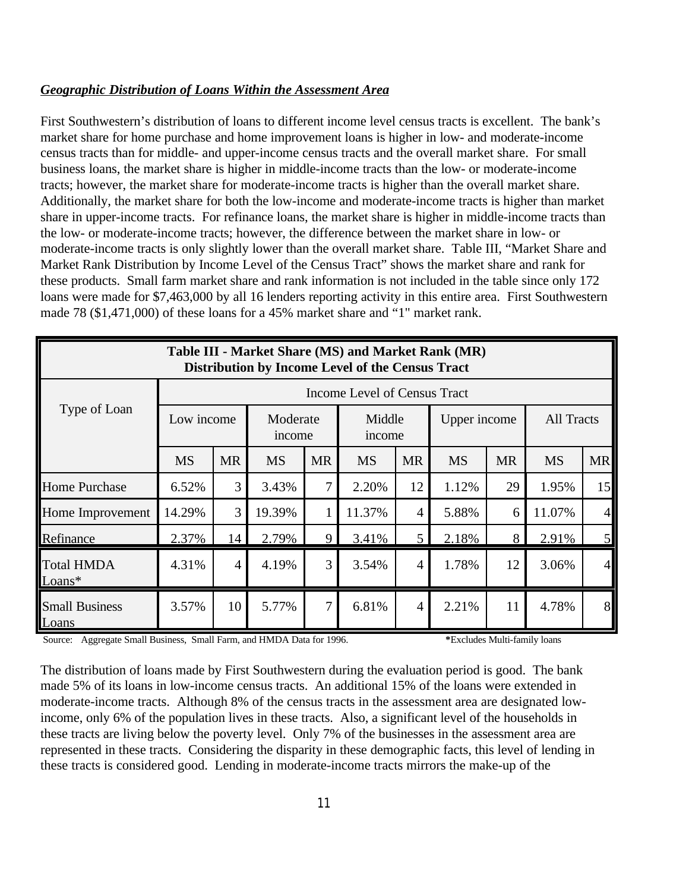***Geographic Distribution of Loans Within the Assessment Area***

First Southwestern's distribution of loans to different income level census tracts is excellent. The bank's market share for home purchase and home improvement loans is higher in low- and moderate-income census tracts than for middle- and upper-income census tracts and the overall market share. For small business loans, the market share is higher in middle-income tracts than the low- or moderate-income tracts; however, the market share for moderate-income tracts is higher than the overall market share. Additionally, the market share for both the low-income and moderate-income tracts is higher than market share in upper-income tracts. For refinance loans, the market share is higher in middle-income tracts than the low- or moderate-income tracts; however, the difference between the market share in low- or moderate-income tracts is only slightly lower than the overall market share. Table III, "Market Share and Market Rank Distribution by Income Level of the Census Tract" shows the market share and rank for these products. Small farm market share and rank information is not included in the table since only 172 loans were made for $7,463,000 by all 16 lenders reporting activity in this entire area. First Southwestern made 78 ($1,471,000) of these loans for a 45% market share and "1" market rank.

**Table III - Market Share (MS) and Market Rank (MR) Distribution by Income Level of the Census Tract**

| Type of Loan | Income Level of Census Tract | | | | | | | | | |
|---|---|---|---|---|---|---|---|---|---|---|
| | Low income | | Moderate income | | Middle income | | Upper income | | All Tracts | |
| | MS | MR | MS | MR | MS | MR | MS | MR | MS | MR |
| Home Purchase | 6.52% | 3 | 3.43% | 7 | 2.20% | 12 | 1.12% | 29 | 1.95% | 15 |
| Home Improvement | 14.29% | 3 | 19.39% | 1 | 11.37% | 4 | 5.88% | 6 | 11.07% | 4 |
| Refinance | 2.37% | 14 | 2.79% | 9 | 3.41% | 5 | 2.18% | 8 | 2.91% | 5 |
| Total HMDA Loans* | 4.31% | 4 | 4.19% | 3 | 3.54% | 4 | 1.78% | 12 | 3.06% | 4 |
| Small Business Loans | 3.57% | 10 | 5.77% | 7 | 6.81% | 4 | 2.21% | 11 | 4.78% | 8 |

Source: Aggregate Small Business, Small Farm, and HMDA Data for 1996. *Excludes Multi-family loans

The distribution of loans made by First Southwestern during the evaluation period is good. The bank made 5% of its loans in low-income census tracts. An additional 15% of the loans were extended in moderate-income tracts. Although 8% of the census tracts in the assessment area are designated low-income, only 6% of the population lives in these tracts. Also, a significant level of the households in these tracts are living below the poverty level. Only 7% of the businesses in the assessment area are represented in these tracts. Considering the disparity in these demographic facts, this level of lending in these tracts is considered good. Lending in moderate-income tracts mirrors the make-up of the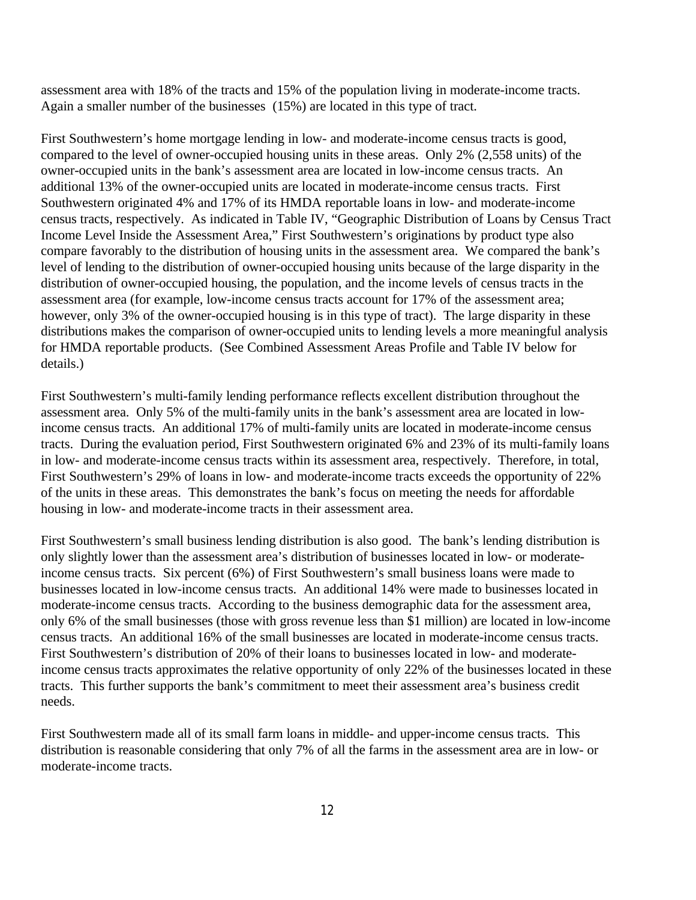assessment area with 18% of the tracts and 15% of the population living in moderate-income tracts. Again a smaller number of the businesses (15%) are located in this type of tract.

First Southwestern's home mortgage lending in low- and moderate-income census tracts is good, compared to the level of owner-occupied housing units in these areas. Only 2% (2,558 units) of the owner-occupied units in the bank's assessment area are located in low-income census tracts. An additional 13% of the owner-occupied units are located in moderate-income census tracts. First Southwestern originated 4% and 17% of its HMDA reportable loans in low- and moderate-income census tracts, respectively. As indicated in Table IV, "Geographic Distribution of Loans by Census Tract Income Level Inside the Assessment Area," First Southwestern's originations by product type also compare favorably to the distribution of housing units in the assessment area. We compared the bank's level of lending to the distribution of owner-occupied housing units because of the large disparity in the distribution of owner-occupied housing, the population, and the income levels of census tracts in the assessment area (for example, low-income census tracts account for 17% of the assessment area; however, only 3% of the owner-occupied housing is in this type of tract). The large disparity in these distributions makes the comparison of owner-occupied units to lending levels a more meaningful analysis for HMDA reportable products. (See Combined Assessment Areas Profile and Table IV below for details.)

First Southwestern's multi-family lending performance reflects excellent distribution throughout the assessment area. Only 5% of the multi-family units in the bank's assessment area are located in low-income census tracts. An additional 17% of multi-family units are located in moderate-income census tracts. During the evaluation period, First Southwestern originated 6% and 23% of its multi-family loans in low- and moderate-income census tracts within its assessment area, respectively. Therefore, in total, First Southwestern's 29% of loans in low- and moderate-income tracts exceeds the opportunity of 22% of the units in these areas. This demonstrates the bank's focus on meeting the needs for affordable housing in low- and moderate-income tracts in their assessment area.

First Southwestern's small business lending distribution is also good. The bank's lending distribution is only slightly lower than the assessment area's distribution of businesses located in low- or moderate-income census tracts. Six percent (6%) of First Southwestern's small business loans were made to businesses located in low-income census tracts. An additional 14% were made to businesses located in moderate-income census tracts. According to the business demographic data for the assessment area, only 6% of the small businesses (those with gross revenue less than $1 million) are located in low-income census tracts. An additional 16% of the small businesses are located in moderate-income census tracts. First Southwestern's distribution of 20% of their loans to businesses located in low- and moderate-income census tracts approximates the relative opportunity of only 22% of the businesses located in these tracts. This further supports the bank's commitment to meet their assessment area's business credit needs.

First Southwestern made all of its small farm loans in middle- and upper-income census tracts. This distribution is reasonable considering that only 7% of all the farms in the assessment area are in low- or moderate-income tracts.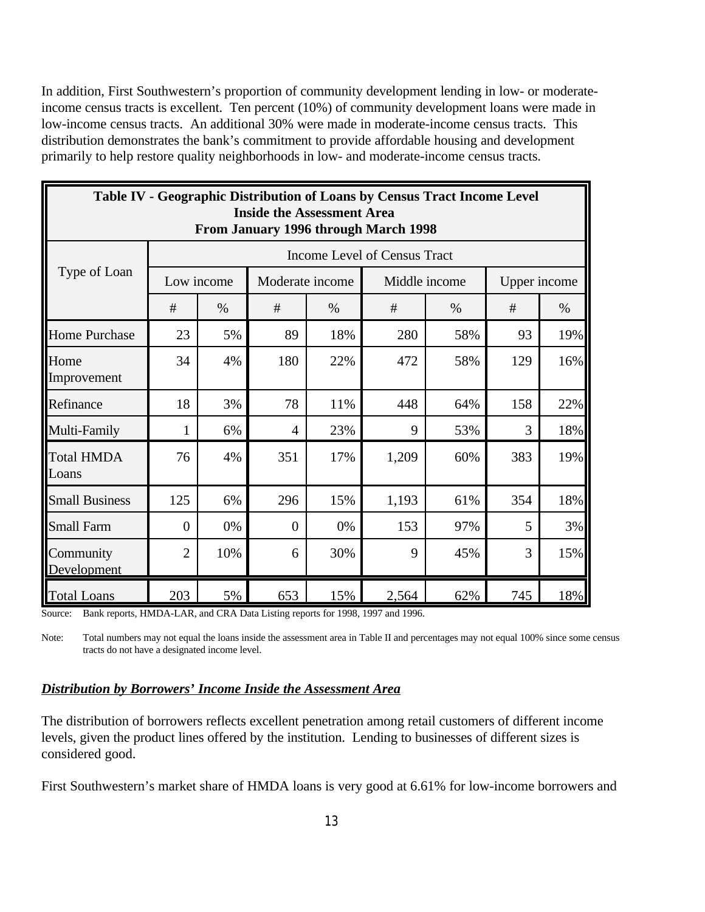In addition, First Southwestern's proportion of community development lending in low- or moderate-income census tracts is excellent. Ten percent (10%) of community development loans were made in low-income census tracts. An additional 30% were made in moderate-income census tracts. This distribution demonstrates the bank's commitment to provide affordable housing and development primarily to help restore quality neighborhoods in low- and moderate-income census tracts.

**Table IV - Geographic Distribution of Loans by Census Tract Income Level Inside the Assessment Area From January 1996 through March 1998**

| Type of Loan | Income Level of Census Tract | | | | | | | |
|---|---|---|---|---|---|---|---|---|
| | Low income | | Moderate income | | Middle income | | Upper income | |
| | # | % | # | % | # | % | # | % |
| Home Purchase | 23 | 5% | 89 | 18% | 280 | 58% | 93 | 19% |
| Home Improvement | 34 | 4% | 180 | 22% | 472 | 58% | 129 | 16% |
| Refinance | 18 | 3% | 78 | 11% | 448 | 64% | 158 | 22% |
| Multi-Family | 1 | 6% | 4 | 23% | 9 | 53% | 3 | 18% |
| Total HMDA Loans | 76 | 4% | 351 | 17% | 1,209 | 60% | 383 | 19% |
| Small Business | 125 | 6% | 296 | 15% | 1,193 | 61% | 354 | 18% |
| Small Farm | 0 | 0% | 0 | 0% | 153 | 97% | 5 | 3% |
| Community Development | 2 | 10% | 6 | 30% | 9 | 45% | 3 | 15% |
| Total Loans | 203 | 5% | 653 | 15% | 2,564 | 62% | 745 | 18% |

Source: Bank reports, HMDA-LAR, and CRA Data Listing reports for 1998, 1997 and 1996.

Note: Total numbers may not equal the loans inside the assessment area in Table II and percentages may not equal 100% since some census tracts do not have a designated income level.

***Distribution by Borrowers' Income Inside the Assessment Area***

The distribution of borrowers reflects excellent penetration among retail customers of different income levels, given the product lines offered by the institution. Lending to businesses of different sizes is considered good.

First Southwestern's market share of HMDA loans is very good at 6.61% for low-income borrowers and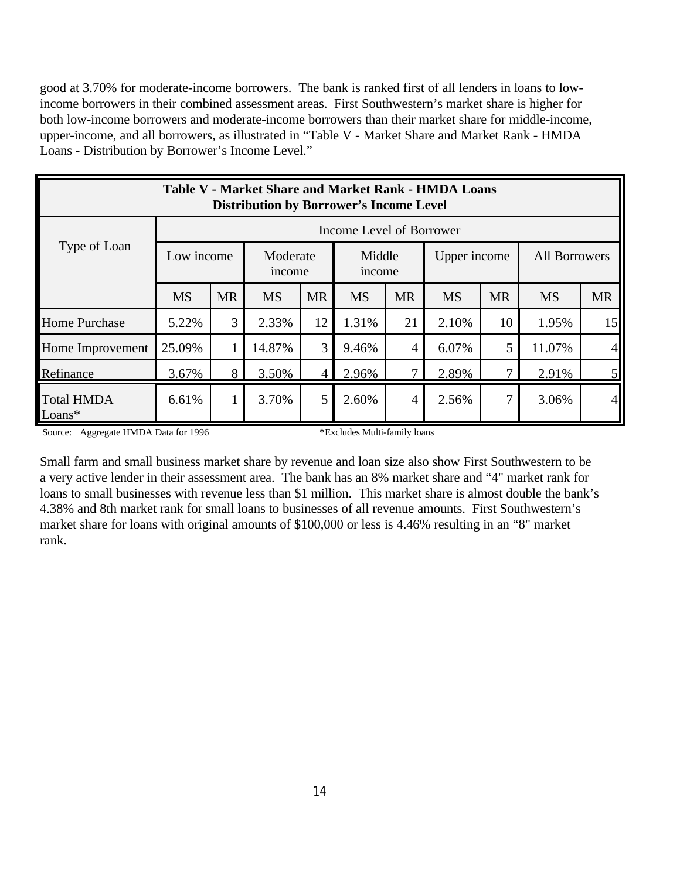good at 3.70% for moderate-income borrowers. The bank is ranked first of all lenders in loans to low-income borrowers in their combined assessment areas. First Southwestern's market share is higher for both low-income borrowers and moderate-income borrowers than their market share for middle-income, upper-income, and all borrowers, as illustrated in "Table V - Market Share and Market Rank - HMDA Loans - Distribution by Borrower's Income Level."

| Table V - Market Share and Market Rank - HMDA Loans Distribution by Borrower's Income Level | | | | | | | | | | |
|---|---|---|---|---|---|---|---|---|---|---|
| Type of Loan | Income Level of Borrower | | | | | | | | | |
| | Low income | | Moderate income | | Middle income | | Upper income | | All Borrowers | |
| | MS | MR | MS | MR | MS | MR | MS | MR | MS | MR |
| Home Purchase | 5.22% | 3 | 2.33% | 12 | 1.31% | 21 | 2.10% | 10 | 1.95% | 15 |
| Home Improvement | 25.09% | 1 | 14.87% | 3 | 9.46% | 4 | 6.07% | 5 | 11.07% | 4 |
| Refinance | 3.67% | 8 | 3.50% | 4 | 2.96% | 7 | 2.89% | 7 | 2.91% | 5 |
| Total HMDA Loans* | 6.61% | 1 | 3.70% | 5 | 2.60% | 4 | 2.56% | 7 | 3.06% | 4 |

Source: Aggregate HMDA Data for 1996 *Excludes Multi-family loans

Small farm and small business market share by revenue and loan size also show First Southwestern to be a very active lender in their assessment area. The bank has an 8% market share and "4" market rank for loans to small businesses with revenue less than $1 million. This market share is almost double the bank's 4.38% and 8th market rank for small loans to businesses of all revenue amounts. First Southwestern's market share for loans with original amounts of $100,000 or less is 4.46% resulting in an "8" market rank.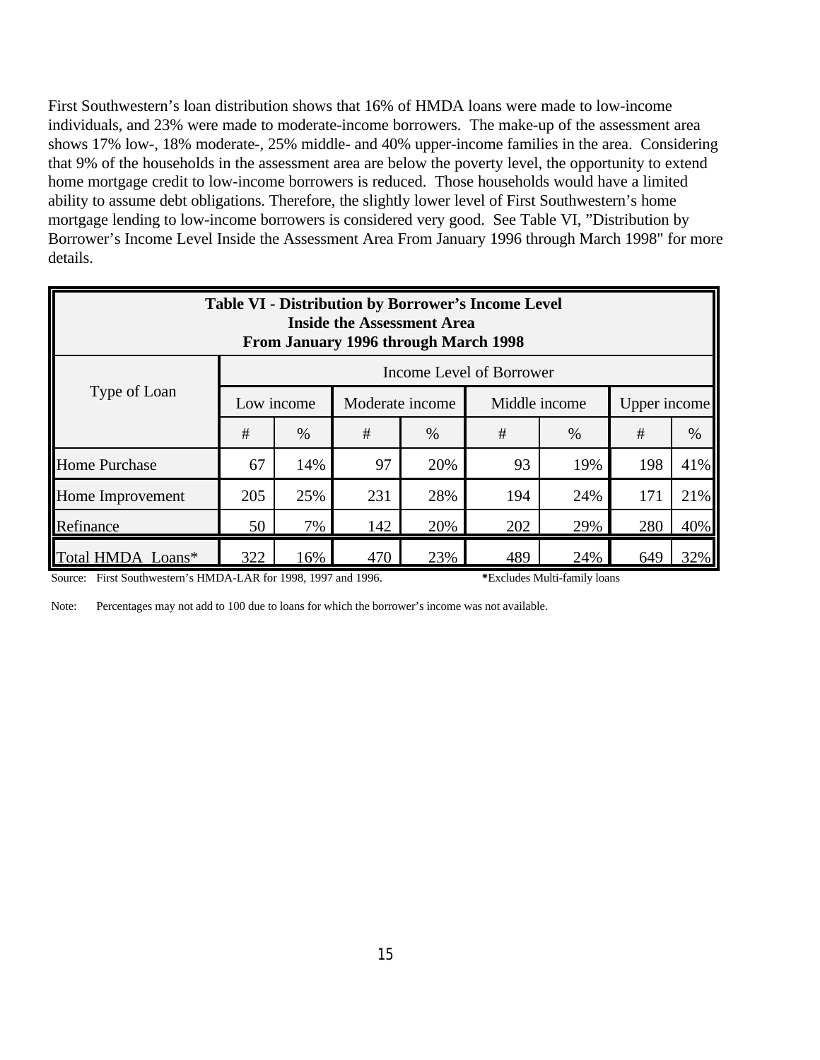First Southwestern's loan distribution shows that 16% of HMDA loans were made to low-income individuals, and 23% were made to moderate-income borrowers. The make-up of the assessment area shows 17% low-, 18% moderate-, 25% middle- and 40% upper-income families in the area. Considering that 9% of the households in the assessment area are below the poverty level, the opportunity to extend home mortgage credit to low-income borrowers is reduced. Those households would have a limited ability to assume debt obligations. Therefore, the slightly lower level of First Southwestern's home mortgage lending to low-income borrowers is considered very good. See Table VI, "Distribution by Borrower's Income Level Inside the Assessment Area From January 1996 through March 1998" for more details.

**Table VI - Distribution by Borrower's Income Level Inside the Assessment Area From January 1996 through March 1998**

| Type of Loan | Income Level of Borrower | | | | | | | |
|---|---|---|---|---|---|---|---|---|
| | Low income | | Moderate income | | Middle income | | Upper income | |
| | # | % | # | % | # | % | # | % |
| Home Purchase | 67 | 14% | 97 | 20% | 93 | 19% | 198 | 41% |
| Home Improvement | 205 | 25% | 231 | 28% | 194 | 24% | 171 | 21% |
| Refinance | 50 | 7% | 142 | 20% | 202 | 29% | 280 | 40% |
| Total HMDA Loans* | 322 | 16% | 470 | 23% | 489 | 24% | 649 | 32% |

Source: First Southwestern's HMDA-LAR for 1998, 1997 and 1996. *Excludes Multi-family loans

Note: Percentages may not add to 100 due to loans for which the borrower's income was not available.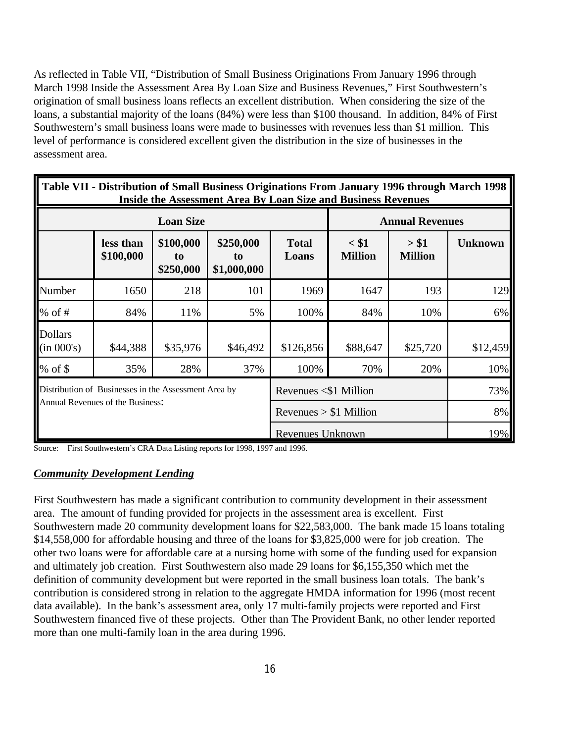As reflected in Table VII, "Distribution of Small Business Originations From January 1996 through March 1998 Inside the Assessment Area By Loan Size and Business Revenues," First Southwestern's origination of small business loans reflects an excellent distribution. When considering the size of the loans, a substantial majority of the loans (84%) were less than $100 thousand. In addition, 84% of First Southwestern's small business loans were made to businesses with revenues less than $1 million. This level of performance is considered excellent given the distribution in the size of businesses in the assessment area.

**Table VII - Distribution of Small Business Originations From January 1996 through March 1998 Inside the Assessment Area By Loan Size and Business Revenues**

| | Loan Size | | | | Annual Revenues | | |
|---|---|---|---|---|---|---|---|
| | less than $100,000 | $100,000 to $250,000 | $250,000 to $1,000,000 | Total Loans | < $1 Million | > $1 Million | Unknown |
| Number | 1650 | 218 | 101 | 1969 | 1647 | 193 | 129 |
| % of # | 84% | 11% | 5% | 100% | 84% | 10% | 6% |
| Dollars (in 000's) | $44,388 | $35,976 | $46,492 | $126,856 | $88,647 | $25,720 | $12,459 |
| % of $ | 35% | 28% | 37% | 100% | 70% | 20% | 10% |
| Distribution of Businesses in the Assessment Area by Annual Revenues of the Business: | | | | Revenues <$1 Million | | | 73% |
| | | | | Revenues > $1 Million | | | 8% |
| | | | | Revenues Unknown | | | 19% |

Source: First Southwestern's CRA Data Listing reports for 1998, 1997 and 1996.

## ***Community Development Lending***

First Southwestern has made a significant contribution to community development in their assessment area. The amount of funding provided for projects in the assessment area is excellent. First Southwestern made 20 community development loans for $22,583,000. The bank made 15 loans totaling $14,558,000 for affordable housing and three of the loans for $3,825,000 were for job creation. The other two loans were for affordable care at a nursing home with some of the funding used for expansion and ultimately job creation. First Southwestern also made 29 loans for $6,155,350 which met the definition of community development but were reported in the small business loan totals. The bank's contribution is considered strong in relation to the aggregate HMDA information for 1996 (most recent data available). In the bank's assessment area, only 17 multi-family projects were reported and First Southwestern financed five of these projects. Other than The Provident Bank, no other lender reported more than one multi-family loan in the area during 1996.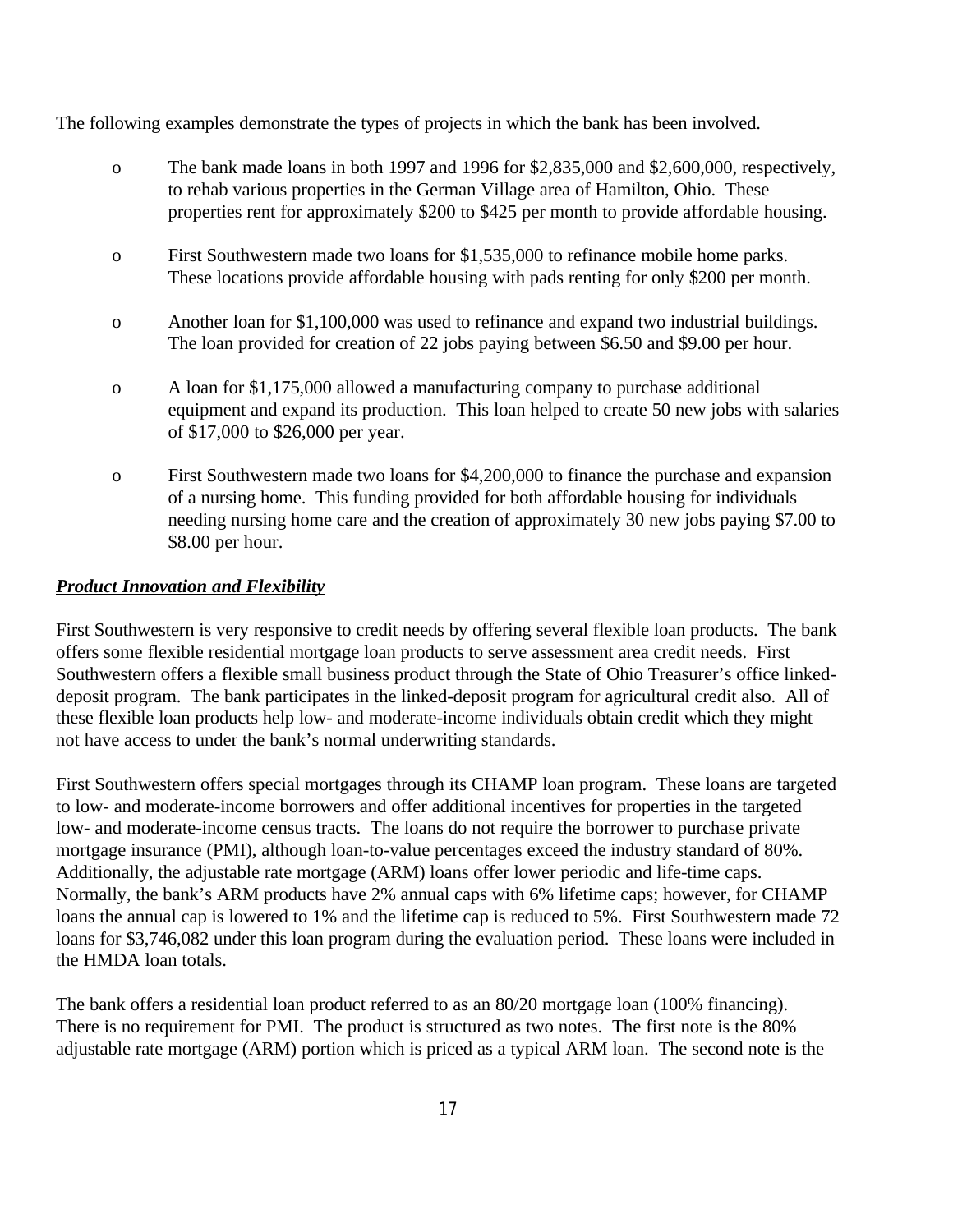The following examples demonstrate the types of projects in which the bank has been involved.

- The bank made loans in both 1997 and 1996 for $2,835,000 and $2,600,000, respectively, to rehab various properties in the German Village area of Hamilton, Ohio. These properties rent for approximately $200 to $425 per month to provide affordable housing.

- First Southwestern made two loans for $1,535,000 to refinance mobile home parks. These locations provide affordable housing with pads renting for only $200 per month.

- Another loan for $1,100,000 was used to refinance and expand two industrial buildings. The loan provided for creation of 22 jobs paying between $6.50 and $9.00 per hour.

- A loan for $1,175,000 allowed a manufacturing company to purchase additional equipment and expand its production. This loan helped to create 50 new jobs with salaries of $17,000 to $26,000 per year.

- First Southwestern made two loans for $4,200,000 to finance the purchase and expansion of a nursing home. This funding provided for both affordable housing for individuals needing nursing home care and the creation of approximately 30 new jobs paying $7.00 to $8.00 per hour.

***Product Innovation and Flexibility***

First Southwestern is very responsive to credit needs by offering several flexible loan products. The bank offers some flexible residential mortgage loan products to serve assessment area credit needs. First Southwestern offers a flexible small business product through the State of Ohio Treasurer's office linked-deposit program. The bank participates in the linked-deposit program for agricultural credit also. All of these flexible loan products help low- and moderate-income individuals obtain credit which they might not have access to under the bank's normal underwriting standards.

First Southwestern offers special mortgages through its CHAMP loan program. These loans are targeted to low- and moderate-income borrowers and offer additional incentives for properties in the targeted low- and moderate-income census tracts. The loans do not require the borrower to purchase private mortgage insurance (PMI), although loan-to-value percentages exceed the industry standard of 80%. Additionally, the adjustable rate mortgage (ARM) loans offer lower periodic and life-time caps. Normally, the bank's ARM products have 2% annual caps with 6% lifetime caps; however, for CHAMP loans the annual cap is lowered to 1% and the lifetime cap is reduced to 5%. First Southwestern made 72 loans for $3,746,082 under this loan program during the evaluation period. These loans were included in the HMDA loan totals.

The bank offers a residential loan product referred to as an 80/20 mortgage loan (100% financing). There is no requirement for PMI. The product is structured as two notes. The first note is the 80% adjustable rate mortgage (ARM) portion which is priced as a typical ARM loan. The second note is the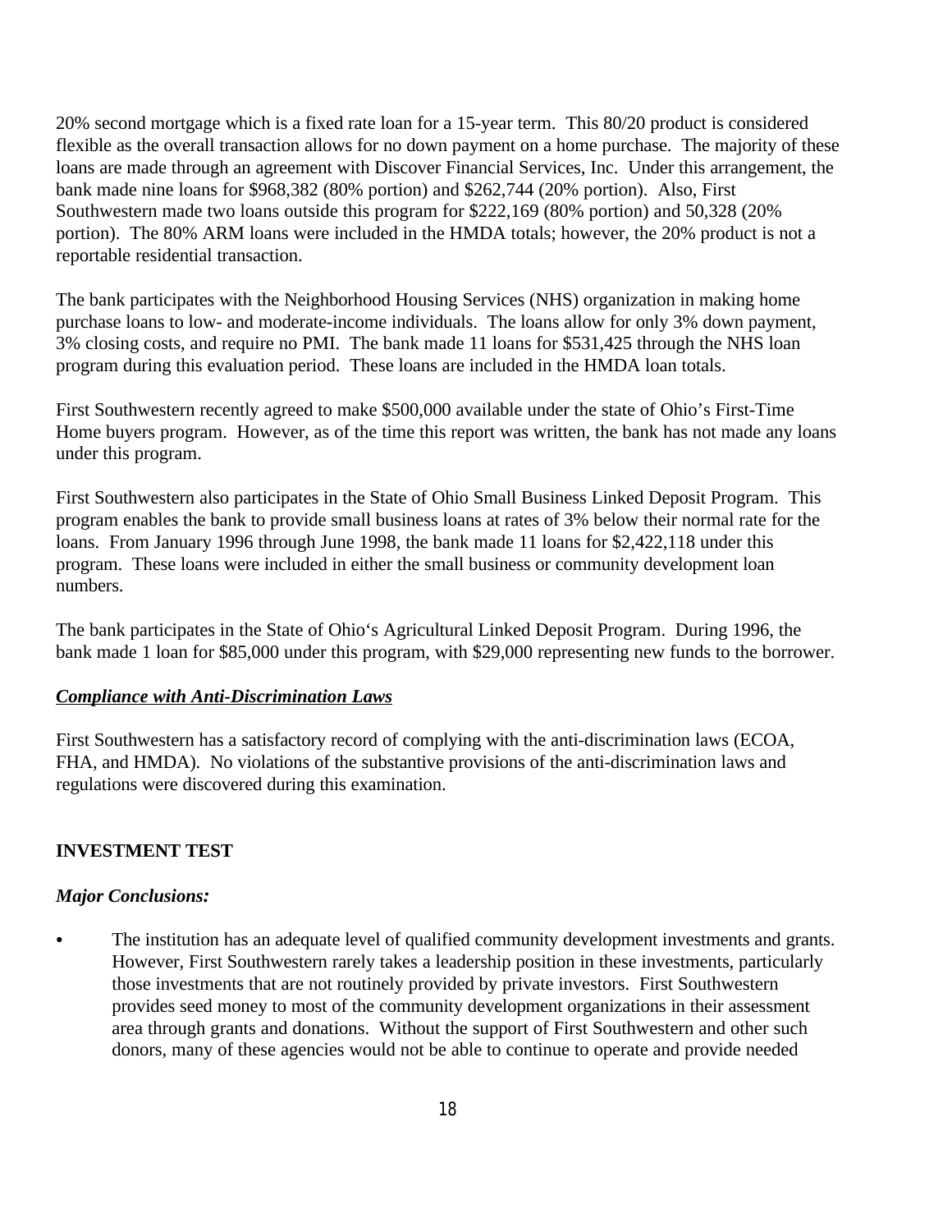20% second mortgage which is a fixed rate loan for a 15-year term. This 80/20 product is considered flexible as the overall transaction allows for no down payment on a home purchase. The majority of these loans are made through an agreement with Discover Financial Services, Inc. Under this arrangement, the bank made nine loans for $968,382 (80% portion) and $262,744 (20% portion). Also, First Southwestern made two loans outside this program for $222,169 (80% portion) and 50,328 (20% portion). The 80% ARM loans were included in the HMDA totals; however, the 20% product is not a reportable residential transaction.

The bank participates with the Neighborhood Housing Services (NHS) organization in making home purchase loans to low- and moderate-income individuals. The loans allow for only 3% down payment, 3% closing costs, and require no PMI. The bank made 11 loans for $531,425 through the NHS loan program during this evaluation period. These loans are included in the HMDA loan totals.

First Southwestern recently agreed to make $500,000 available under the state of Ohio's First-Time Home buyers program. However, as of the time this report was written, the bank has not made any loans under this program.

First Southwestern also participates in the State of Ohio Small Business Linked Deposit Program. This program enables the bank to provide small business loans at rates of 3% below their normal rate for the loans. From January 1996 through June 1998, the bank made 11 loans for $2,422,118 under this program. These loans were included in either the small business or community development loan numbers.

The bank participates in the State of Ohio's Agricultural Linked Deposit Program. During 1996, the bank made 1 loan for $85,000 under this program, with $29,000 representing new funds to the borrower.

***Compliance with Anti-Discrimination Laws***

First Southwestern has a satisfactory record of complying with the anti-discrimination laws (ECOA, FHA, and HMDA). No violations of the substantive provisions of the anti-discrimination laws and regulations were discovered during this examination.

## INVESTMENT TEST

***Major Conclusions:***

- The institution has an adequate level of qualified community development investments and grants. However, First Southwestern rarely takes a leadership position in these investments, particularly those investments that are not routinely provided by private investors. First Southwestern provides seed money to most of the community development organizations in their assessment area through grants and donations. Without the support of First Southwestern and other such donors, many of these agencies would not be able to continue to operate and provide needed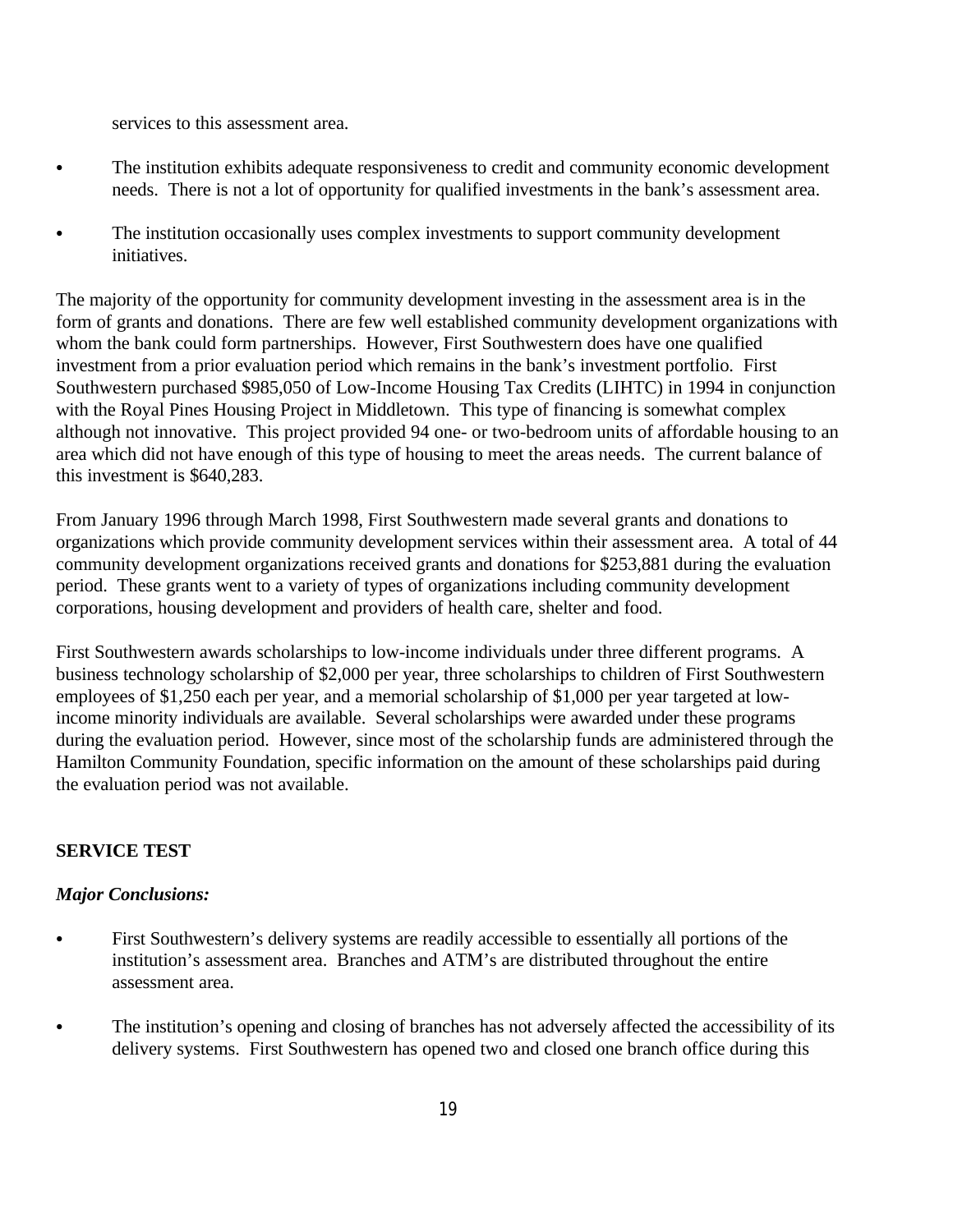services to this assessment area.

- The institution exhibits adequate responsiveness to credit and community economic development needs. There is not a lot of opportunity for qualified investments in the bank's assessment area.
- The institution occasionally uses complex investments to support community development initiatives.

The majority of the opportunity for community development investing in the assessment area is in the form of grants and donations. There are few well established community development organizations with whom the bank could form partnerships. However, First Southwestern does have one qualified investment from a prior evaluation period which remains in the bank's investment portfolio. First Southwestern purchased $985,050 of Low-Income Housing Tax Credits (LIHTC) in 1994 in conjunction with the Royal Pines Housing Project in Middletown. This type of financing is somewhat complex although not innovative. This project provided 94 one- or two-bedroom units of affordable housing to an area which did not have enough of this type of housing to meet the areas needs. The current balance of this investment is $640,283.

From January 1996 through March 1998, First Southwestern made several grants and donations to organizations which provide community development services within their assessment area. A total of 44 community development organizations received grants and donations for $253,881 during the evaluation period. These grants went to a variety of types of organizations including community development corporations, housing development and providers of health care, shelter and food.

First Southwestern awards scholarships to low-income individuals under three different programs. A business technology scholarship of $2,000 per year, three scholarships to children of First Southwestern employees of $1,250 each per year, and a memorial scholarship of $1,000 per year targeted at low-income minority individuals are available. Several scholarships were awarded under these programs during the evaluation period. However, since most of the scholarship funds are administered through the Hamilton Community Foundation, specific information on the amount of these scholarships paid during the evaluation period was not available.

**SERVICE TEST**

***Major Conclusions:***

- First Southwestern's delivery systems are readily accessible to essentially all portions of the institution's assessment area. Branches and ATM's are distributed throughout the entire assessment area.
- The institution's opening and closing of branches has not adversely affected the accessibility of its delivery systems. First Southwestern has opened two and closed one branch office during this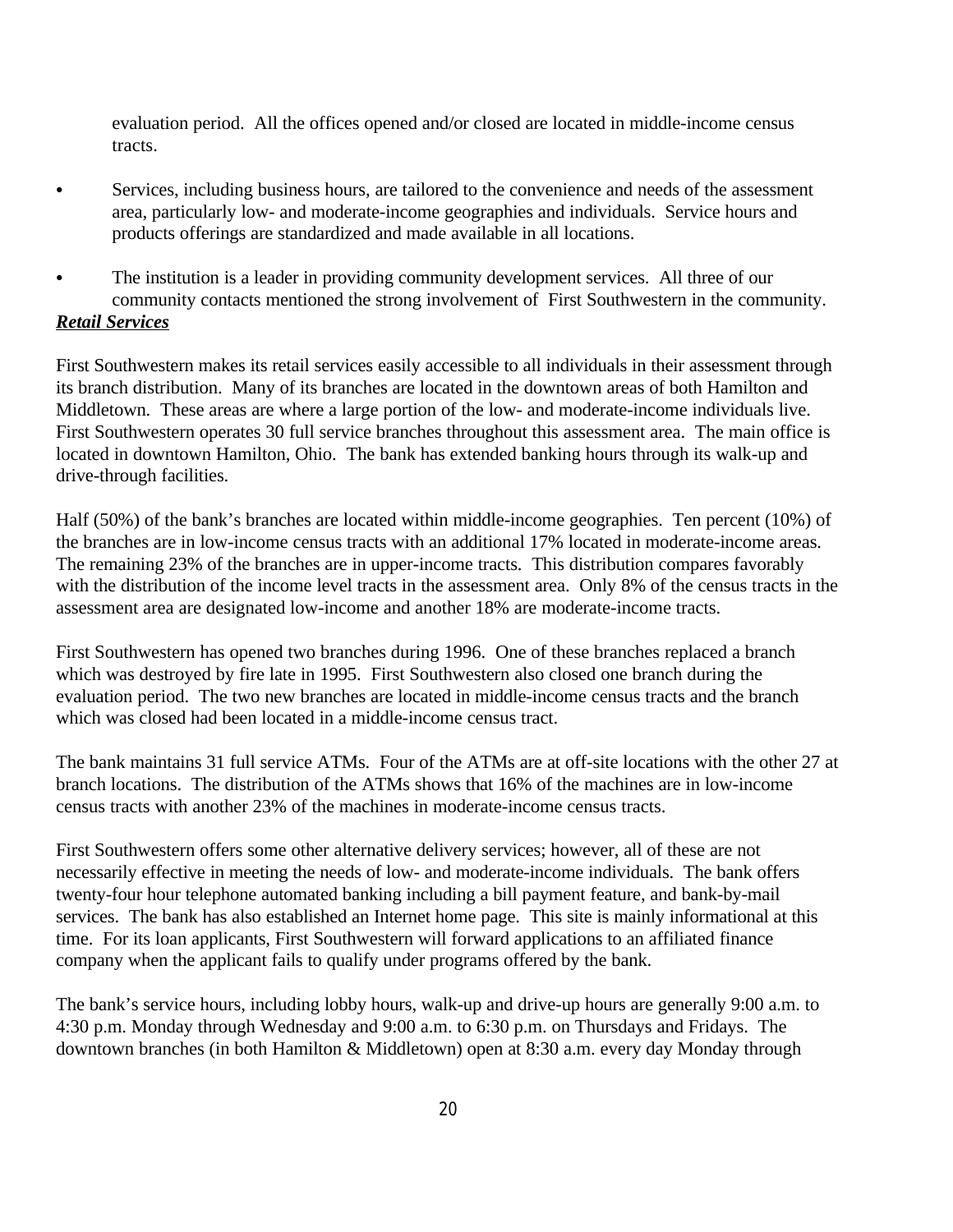evaluation period. All the offices opened and/or closed are located in middle-income census tracts.

- Services, including business hours, are tailored to the convenience and needs of the assessment area, particularly low- and moderate-income geographies and individuals. Service hours and products offerings are standardized and made available in all locations.

- The institution is a leader in providing community development services. All three of our community contacts mentioned the strong involvement of First Southwestern in the community.

***Retail Services***

First Southwestern makes its retail services easily accessible to all individuals in their assessment through its branch distribution. Many of its branches are located in the downtown areas of both Hamilton and Middletown. These areas are where a large portion of the low- and moderate-income individuals live. First Southwestern operates 30 full service branches throughout this assessment area. The main office is located in downtown Hamilton, Ohio. The bank has extended banking hours through its walk-up and drive-through facilities.

Half (50%) of the bank's branches are located within middle-income geographies. Ten percent (10%) of the branches are in low-income census tracts with an additional 17% located in moderate-income areas. The remaining 23% of the branches are in upper-income tracts. This distribution compares favorably with the distribution of the income level tracts in the assessment area. Only 8% of the census tracts in the assessment area are designated low-income and another 18% are moderate-income tracts.

First Southwestern has opened two branches during 1996. One of these branches replaced a branch which was destroyed by fire late in 1995. First Southwestern also closed one branch during the evaluation period. The two new branches are located in middle-income census tracts and the branch which was closed had been located in a middle-income census tract.

The bank maintains 31 full service ATMs. Four of the ATMs are at off-site locations with the other 27 at branch locations. The distribution of the ATMs shows that 16% of the machines are in low-income census tracts with another 23% of the machines in moderate-income census tracts.

First Southwestern offers some other alternative delivery services; however, all of these are not necessarily effective in meeting the needs of low- and moderate-income individuals. The bank offers twenty-four hour telephone automated banking including a bill payment feature, and bank-by-mail services. The bank has also established an Internet home page. This site is mainly informational at this time. For its loan applicants, First Southwestern will forward applications to an affiliated finance company when the applicant fails to qualify under programs offered by the bank.

The bank's service hours, including lobby hours, walk-up and drive-up hours are generally 9:00 a.m. to 4:30 p.m. Monday through Wednesday and 9:00 a.m. to 6:30 p.m. on Thursdays and Fridays. The downtown branches (in both Hamilton & Middletown) open at 8:30 a.m. every day Monday through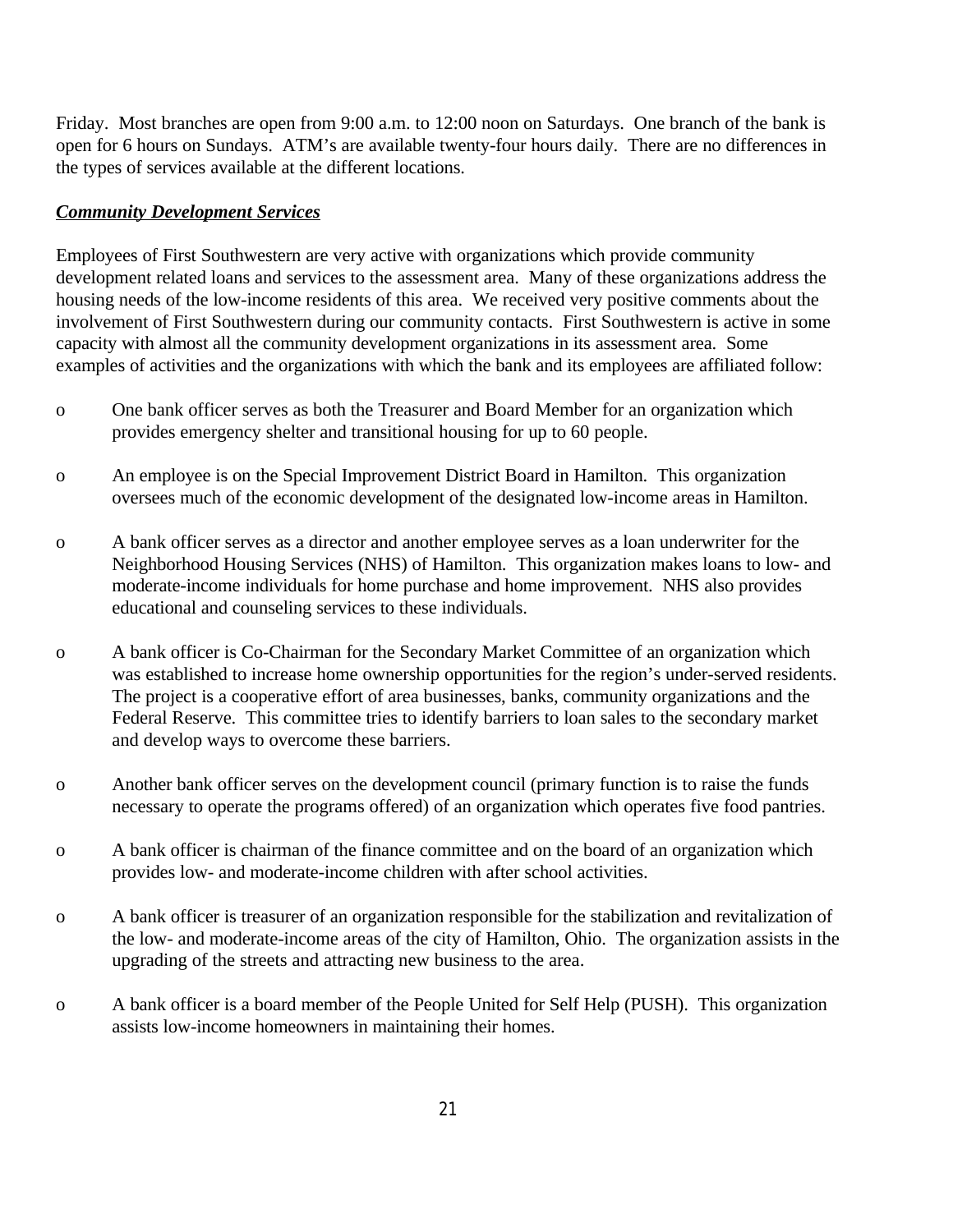Friday. Most branches are open from 9:00 a.m. to 12:00 noon on Saturdays. One branch of the bank is open for 6 hours on Sundays. ATM's are available twenty-four hours daily. There are no differences in the types of services available at the different locations.

***Community Development Services***

Employees of First Southwestern are very active with organizations which provide community development related loans and services to the assessment area. Many of these organizations address the housing needs of the low-income residents of this area. We received very positive comments about the involvement of First Southwestern during our community contacts. First Southwestern is active in some capacity with almost all the community development organizations in its assessment area. Some examples of activities and the organizations with which the bank and its employees are affiliated follow:

- One bank officer serves as both the Treasurer and Board Member for an organization which provides emergency shelter and transitional housing for up to 60 people.
- An employee is on the Special Improvement District Board in Hamilton. This organization oversees much of the economic development of the designated low-income areas in Hamilton.
- A bank officer serves as a director and another employee serves as a loan underwriter for the Neighborhood Housing Services (NHS) of Hamilton. This organization makes loans to low- and moderate-income individuals for home purchase and home improvement. NHS also provides educational and counseling services to these individuals.
- A bank officer is Co-Chairman for the Secondary Market Committee of an organization which was established to increase home ownership opportunities for the region's under-served residents. The project is a cooperative effort of area businesses, banks, community organizations and the Federal Reserve. This committee tries to identify barriers to loan sales to the secondary market and develop ways to overcome these barriers.
- Another bank officer serves on the development council (primary function is to raise the funds necessary to operate the programs offered) of an organization which operates five food pantries.
- A bank officer is chairman of the finance committee and on the board of an organization which provides low- and moderate-income children with after school activities.
- A bank officer is treasurer of an organization responsible for the stabilization and revitalization of the low- and moderate-income areas of the city of Hamilton, Ohio. The organization assists in the upgrading of the streets and attracting new business to the area.
- A bank officer is a board member of the People United for Self Help (PUSH). This organization assists low-income homeowners in maintaining their homes.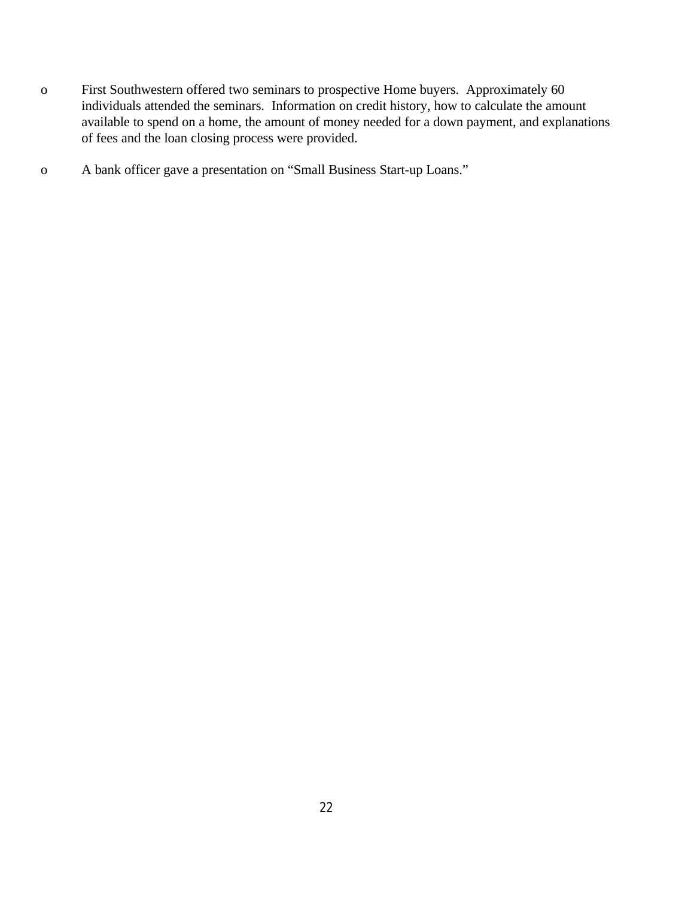- First Southwestern offered two seminars to prospective Home buyers. Approximately 60 individuals attended the seminars. Information on credit history, how to calculate the amount available to spend on a home, the amount of money needed for a down payment, and explanations of fees and the loan closing process were provided.

- A bank officer gave a presentation on “Small Business Start-up Loans.”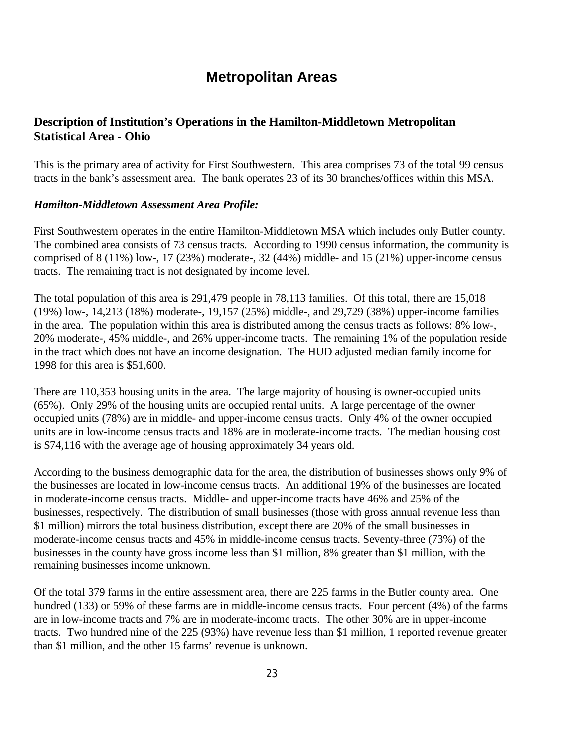# Metropolitan Areas

## Description of Institution's Operations in the Hamilton-Middletown Metropolitan Statistical Area - Ohio

This is the primary area of activity for First Southwestern. This area comprises 73 of the total 99 census tracts in the bank's assessment area. The bank operates 23 of its 30 branches/offices within this MSA.

***Hamilton-Middletown Assessment Area Profile:***

First Southwestern operates in the entire Hamilton-Middletown MSA which includes only Butler county. The combined area consists of 73 census tracts. According to 1990 census information, the community is comprised of 8 (11%) low-, 17 (23%) moderate-, 32 (44%) middle- and 15 (21%) upper-income census tracts. The remaining tract is not designated by income level.

The total population of this area is 291,479 people in 78,113 families. Of this total, there are 15,018 (19%) low-, 14,213 (18%) moderate-, 19,157 (25%) middle-, and 29,729 (38%) upper-income families in the area. The population within this area is distributed among the census tracts as follows: 8% low-, 20% moderate-, 45% middle-, and 26% upper-income tracts. The remaining 1% of the population reside in the tract which does not have an income designation. The HUD adjusted median family income for 1998 for this area is $51,600.

There are 110,353 housing units in the area. The large majority of housing is owner-occupied units (65%). Only 29% of the housing units are occupied rental units. A large percentage of the owner occupied units (78%) are in middle- and upper-income census tracts. Only 4% of the owner occupied units are in low-income census tracts and 18% are in moderate-income tracts. The median housing cost is $74,116 with the average age of housing approximately 34 years old.

According to the business demographic data for the area, the distribution of businesses shows only 9% of the businesses are located in low-income census tracts. An additional 19% of the businesses are located in moderate-income census tracts. Middle- and upper-income tracts have 46% and 25% of the businesses, respectively. The distribution of small businesses (those with gross annual revenue less than $1 million) mirrors the total business distribution, except there are 20% of the small businesses in moderate-income census tracts and 45% in middle-income census tracts. Seventy-three (73%) of the businesses in the county have gross income less than $1 million, 8% greater than $1 million, with the remaining businesses income unknown.

Of the total 379 farms in the entire assessment area, there are 225 farms in the Butler county area. One hundred (133) or 59% of these farms are in middle-income census tracts. Four percent (4%) of the farms are in low-income tracts and 7% are in moderate-income tracts. The other 30% are in upper-income tracts. Two hundred nine of the 225 (93%) have revenue less than $1 million, 1 reported revenue greater than $1 million, and the other 15 farms' revenue is unknown.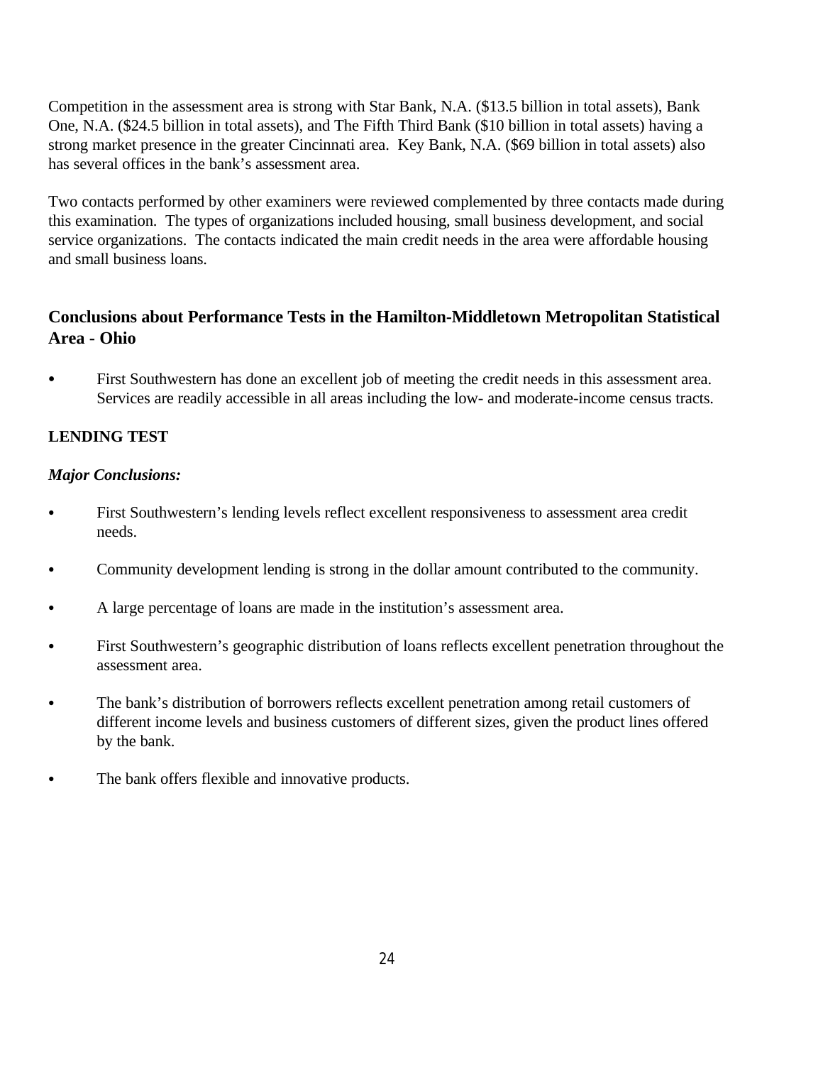Competition in the assessment area is strong with Star Bank, N.A. ($13.5 billion in total assets), Bank One, N.A. ($24.5 billion in total assets), and The Fifth Third Bank ($10 billion in total assets) having a strong market presence in the greater Cincinnati area. Key Bank, N.A. ($69 billion in total assets) also has several offices in the bank's assessment area.

Two contacts performed by other examiners were reviewed complemented by three contacts made during this examination. The types of organizations included housing, small business development, and social service organizations. The contacts indicated the main credit needs in the area were affordable housing and small business loans.

## Conclusions about Performance Tests in the Hamilton-Middletown Metropolitan Statistical Area - Ohio

- First Southwestern has done an excellent job of meeting the credit needs in this assessment area. Services are readily accessible in all areas including the low- and moderate-income census tracts.

### LENDING TEST

***Major Conclusions:***

- First Southwestern's lending levels reflect excellent responsiveness to assessment area credit needs.
- Community development lending is strong in the dollar amount contributed to the community.
- A large percentage of loans are made in the institution's assessment area.
- First Southwestern's geographic distribution of loans reflects excellent penetration throughout the assessment area.
- The bank's distribution of borrowers reflects excellent penetration among retail customers of different income levels and business customers of different sizes, given the product lines offered by the bank.
- The bank offers flexible and innovative products.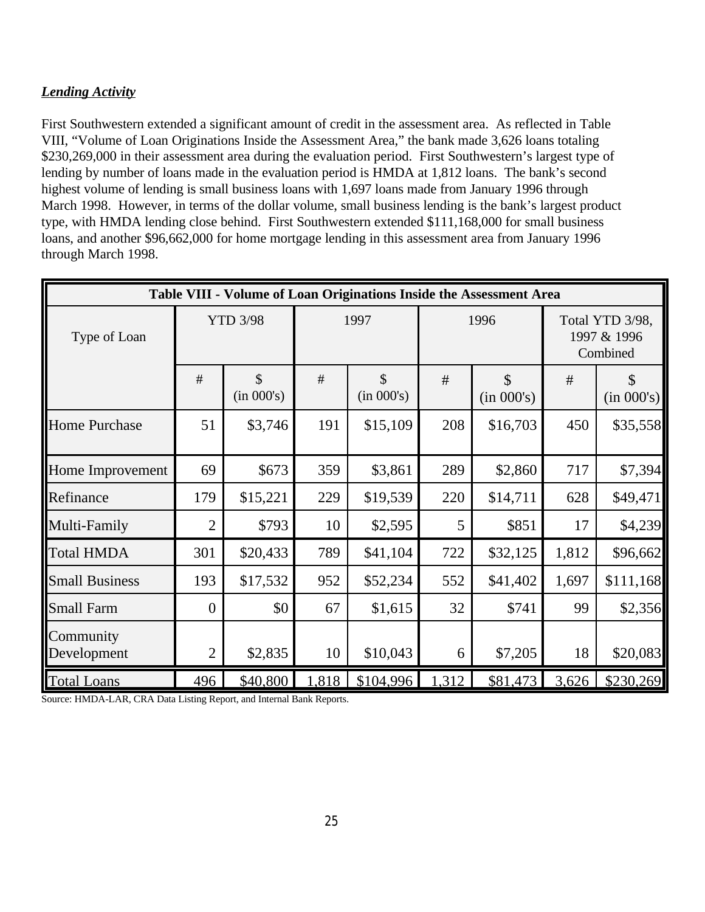***Lending Activity***

First Southwestern extended a significant amount of credit in the assessment area. As reflected in Table VIII, "Volume of Loan Originations Inside the Assessment Area," the bank made 3,626 loans totaling $230,269,000 in their assessment area during the evaluation period. First Southwestern's largest type of lending by number of loans made in the evaluation period is HMDA at 1,812 loans. The bank's second highest volume of lending is small business loans with 1,697 loans made from January 1996 through March 1998. However, in terms of the dollar volume, small business lending is the bank's largest product type, with HMDA lending close behind. First Southwestern extended $111,168,000 for small business loans, and another $96,662,000 for home mortgage lending in this assessment area from January 1996 through March 1998.

**Table VIII - Volume of Loan Originations Inside the Assessment Area**

| Type of Loan | YTD 3/98 | | 1997 | | 1996 | | Total YTD 3/98, 1997 & 1996 Combined | |
|---|---|---|---|---|---|---|---|---|
| | # | $ (in 000's) | # | $ (in 000's) | # | $ (in 000's) | # | $ (in 000's) |
| Home Purchase | 51 | $3,746 | 191 | $15,109 | 208 | $16,703 | 450 | $35,558 |
| Home Improvement | 69 | $673 | 359 | $3,861 | 289 | $2,860 | 717 | $7,394 |
| Refinance | 179 | $15,221 | 229 | $19,539 | 220 | $14,711 | 628 | $49,471 |
| Multi-Family | 2 | $793 | 10 | $2,595 | 5 | $851 | 17 | $4,239 |
| Total HMDA | 301 | $20,433 | 789 | $41,104 | 722 | $32,125 | 1,812 | $96,662 |
| Small Business | 193 | $17,532 | 952 | $52,234 | 552 | $41,402 | 1,697 | $111,168 |
| Small Farm | 0 | $0 | 67 | $1,615 | 32 | $741 | 99 | $2,356 |
| Community Development | 2 | $2,835 | 10 | $10,043 | 6 | $7,205 | 18 | $20,083 |
| Total Loans | 496 | $40,800 | 1,818 | $104,996 | 1,312 | $81,473 | 3,626 | $230,269 |

Source: HMDA-LAR, CRA Data Listing Report, and Internal Bank Reports.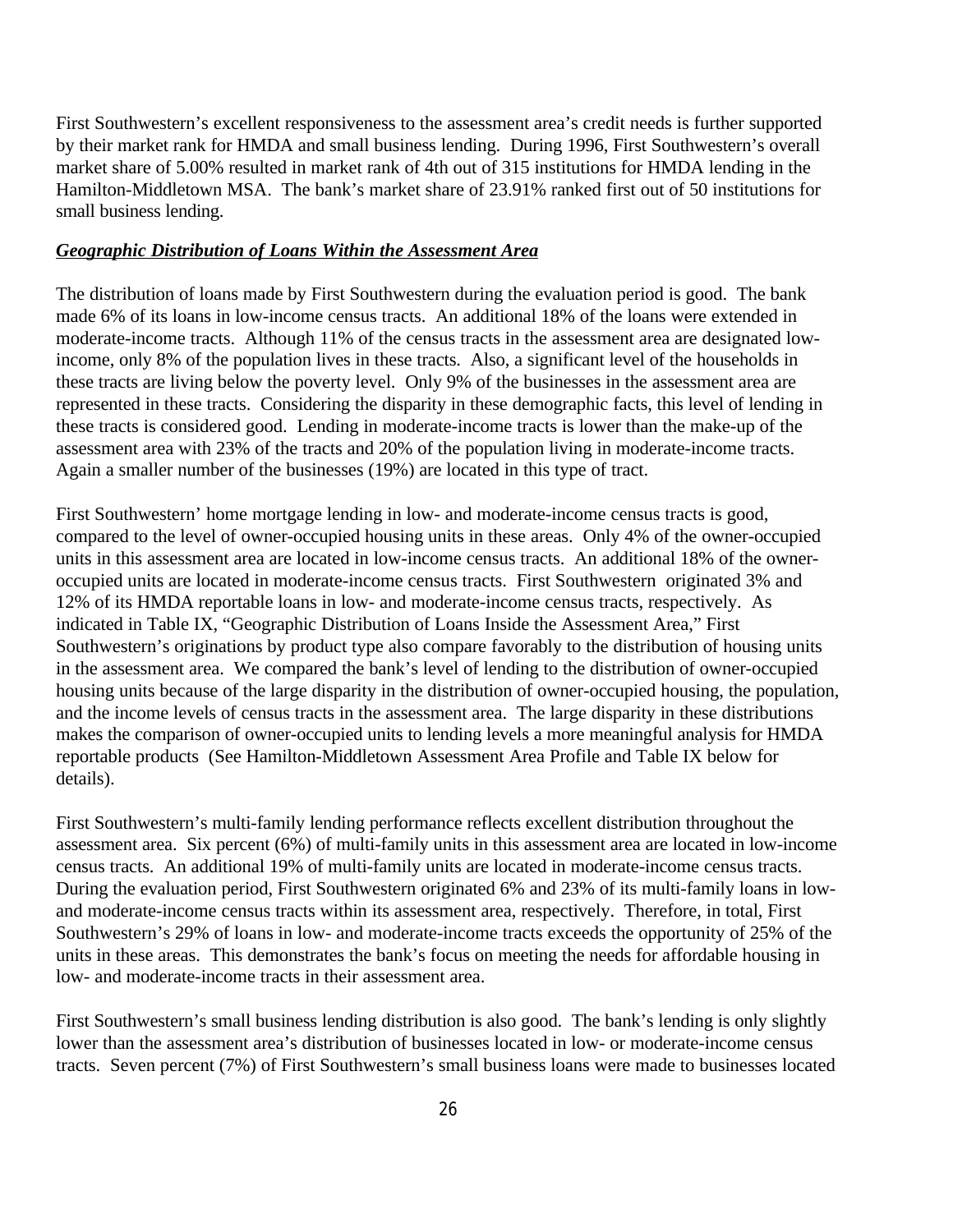First Southwestern's excellent responsiveness to the assessment area's credit needs is further supported by their market rank for HMDA and small business lending. During 1996, First Southwestern's overall market share of 5.00% resulted in market rank of 4th out of 315 institutions for HMDA lending in the Hamilton-Middletown MSA. The bank's market share of 23.91% ranked first out of 50 institutions for small business lending.

***Geographic Distribution of Loans Within the Assessment Area***

The distribution of loans made by First Southwestern during the evaluation period is good. The bank made 6% of its loans in low-income census tracts. An additional 18% of the loans were extended in moderate-income tracts. Although 11% of the census tracts in the assessment area are designated low-income, only 8% of the population lives in these tracts. Also, a significant level of the households in these tracts are living below the poverty level. Only 9% of the businesses in the assessment area are represented in these tracts. Considering the disparity in these demographic facts, this level of lending in these tracts is considered good. Lending in moderate-income tracts is lower than the make-up of the assessment area with 23% of the tracts and 20% of the population living in moderate-income tracts. Again a smaller number of the businesses (19%) are located in this type of tract.

First Southwestern' home mortgage lending in low- and moderate-income census tracts is good, compared to the level of owner-occupied housing units in these areas. Only 4% of the owner-occupied units in this assessment area are located in low-income census tracts. An additional 18% of the owner-occupied units are located in moderate-income census tracts. First Southwestern originated 3% and 12% of its HMDA reportable loans in low- and moderate-income census tracts, respectively. As indicated in Table IX, "Geographic Distribution of Loans Inside the Assessment Area," First Southwestern's originations by product type also compare favorably to the distribution of housing units in the assessment area. We compared the bank's level of lending to the distribution of owner-occupied housing units because of the large disparity in the distribution of owner-occupied housing, the population, and the income levels of census tracts in the assessment area. The large disparity in these distributions makes the comparison of owner-occupied units to lending levels a more meaningful analysis for HMDA reportable products (See Hamilton-Middletown Assessment Area Profile and Table IX below for details).

First Southwestern's multi-family lending performance reflects excellent distribution throughout the assessment area. Six percent (6%) of multi-family units in this assessment area are located in low-income census tracts. An additional 19% of multi-family units are located in moderate-income census tracts. During the evaluation period, First Southwestern originated 6% and 23% of its multi-family loans in low- and moderate-income census tracts within its assessment area, respectively. Therefore, in total, First Southwestern's 29% of loans in low- and moderate-income tracts exceeds the opportunity of 25% of the units in these areas. This demonstrates the bank's focus on meeting the needs for affordable housing in low- and moderate-income tracts in their assessment area.

First Southwestern's small business lending distribution is also good. The bank's lending is only slightly lower than the assessment area's distribution of businesses located in low- or moderate-income census tracts. Seven percent (7%) of First Southwestern's small business loans were made to businesses located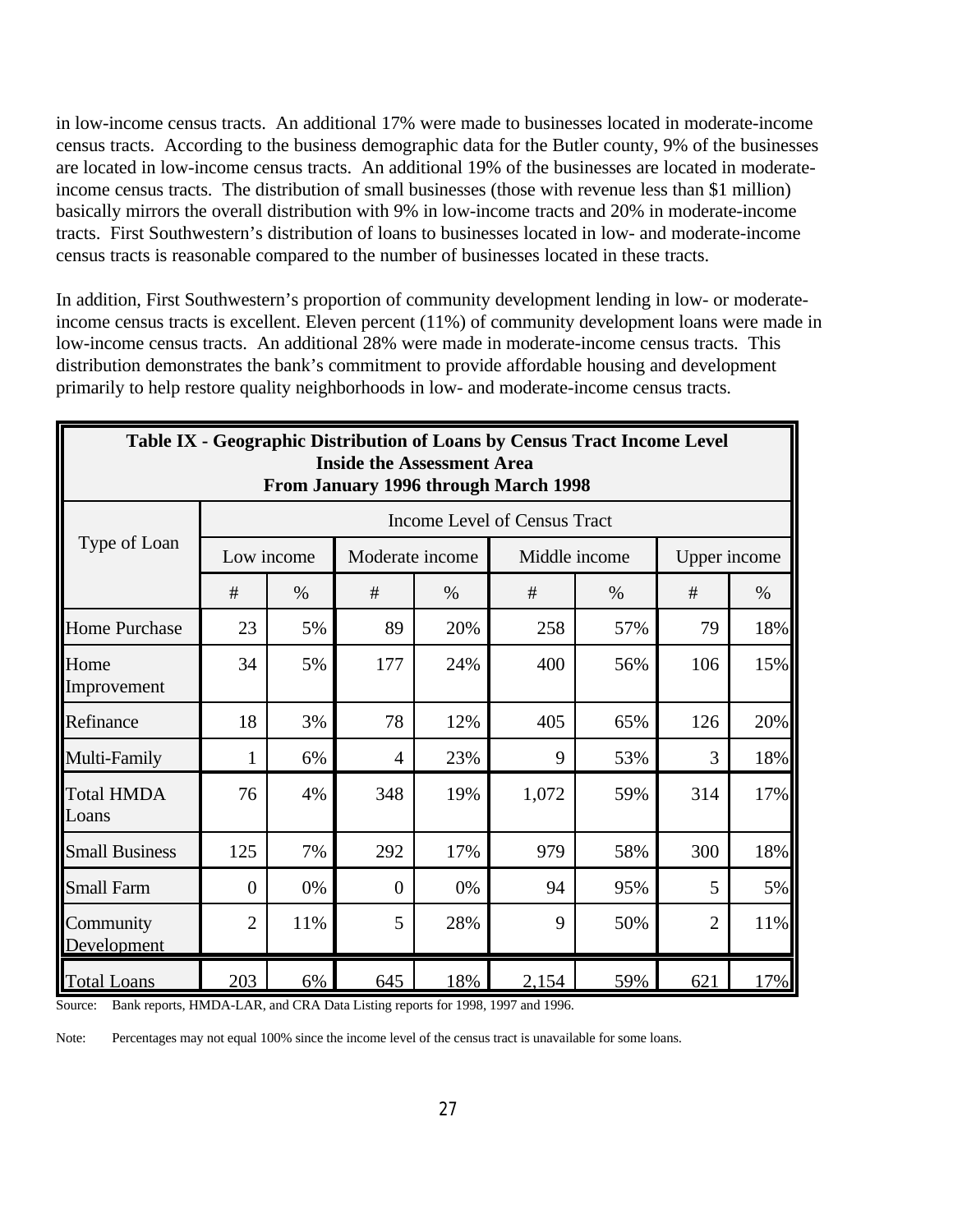in low-income census tracts. An additional 17% were made to businesses located in moderate-income census tracts. According to the business demographic data for the Butler county, 9% of the businesses are located in low-income census tracts. An additional 19% of the businesses are located in moderate-income census tracts. The distribution of small businesses (those with revenue less than $1 million) basically mirrors the overall distribution with 9% in low-income tracts and 20% in moderate-income tracts. First Southwestern's distribution of loans to businesses located in low- and moderate-income census tracts is reasonable compared to the number of businesses located in these tracts.

In addition, First Southwestern's proportion of community development lending in low- or moderate-income census tracts is excellent. Eleven percent (11%) of community development loans were made in low-income census tracts. An additional 28% were made in moderate-income census tracts. This distribution demonstrates the bank's commitment to provide affordable housing and development primarily to help restore quality neighborhoods in low- and moderate-income census tracts.

**Table IX - Geographic Distribution of Loans by Census Tract Income Level**
**Inside the Assessment Area**
**From January 1996 through March 1998**

| Type of Loan | Income Level of Census Tract | | | | | | | |
|---|---|---|---|---|---|---|---|---|
| | Low income | | Moderate income | | Middle income | | Upper income | |
| | # | % | # | % | # | % | # | % |
| Home Purchase | 23 | 5% | 89 | 20% | 258 | 57% | 79 | 18% |
| Home Improvement | 34 | 5% | 177 | 24% | 400 | 56% | 106 | 15% |
| Refinance | 18 | 3% | 78 | 12% | 405 | 65% | 126 | 20% |
| Multi-Family | 1 | 6% | 4 | 23% | 9 | 53% | 3 | 18% |
| Total HMDA Loans | 76 | 4% | 348 | 19% | 1,072 | 59% | 314 | 17% |
| Small Business | 125 | 7% | 292 | 17% | 979 | 58% | 300 | 18% |
| Small Farm | 0 | 0% | 0 | 0% | 94 | 95% | 5 | 5% |
| Community Development | 2 | 11% | 5 | 28% | 9 | 50% | 2 | 11% |
| Total Loans | 203 | 6% | 645 | 18% | 2,154 | 59% | 621 | 17% |

Source: Bank reports, HMDA-LAR, and CRA Data Listing reports for 1998, 1997 and 1996.

Note: Percentages may not equal 100% since the income level of the census tract is unavailable for some loans.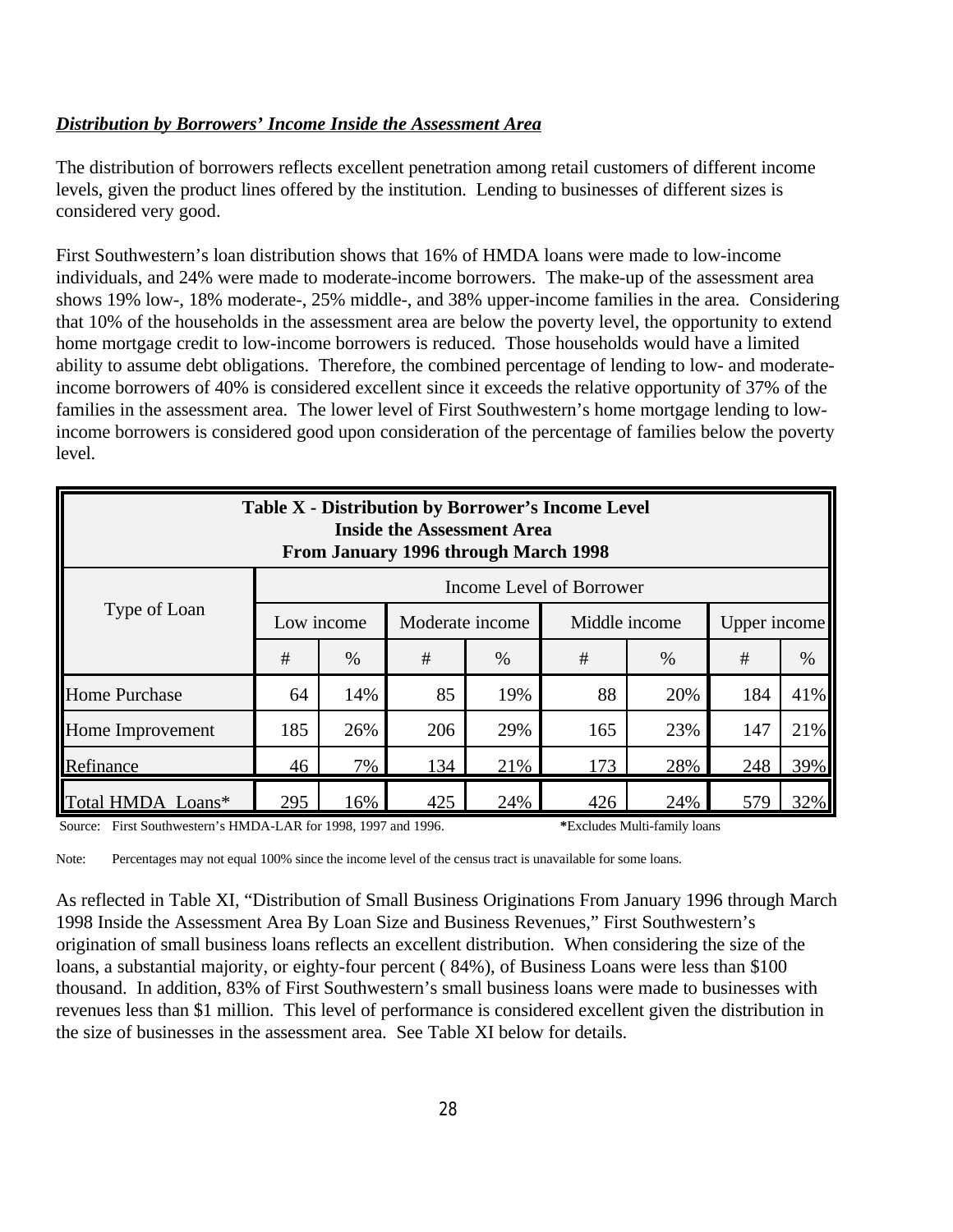***Distribution by Borrowers' Income Inside the Assessment Area***

The distribution of borrowers reflects excellent penetration among retail customers of different income levels, given the product lines offered by the institution. Lending to businesses of different sizes is considered very good.

First Southwestern's loan distribution shows that 16% of HMDA loans were made to low-income individuals, and 24% were made to moderate-income borrowers. The make-up of the assessment area shows 19% low-, 18% moderate-, 25% middle-, and 38% upper-income families in the area. Considering that 10% of the households in the assessment area are below the poverty level, the opportunity to extend home mortgage credit to low-income borrowers is reduced. Those households would have a limited ability to assume debt obligations. Therefore, the combined percentage of lending to low- and moderate-income borrowers of 40% is considered excellent since it exceeds the relative opportunity of 37% of the families in the assessment area. The lower level of First Southwestern's home mortgage lending to low-income borrowers is considered good upon consideration of the percentage of families below the poverty level.

**Table X - Distribution by Borrower's Income Level**
**Inside the Assessment Area**
**From January 1996 through March 1998**

| Type of Loan | Income Level of Borrower | | | | | | | |
|---|---|---|---|---|---|---|---|---|
| | Low income | | Moderate income | | Middle income | | Upper income | |
| | # | % | # | % | # | % | # | % |
| Home Purchase | 64 | 14% | 85 | 19% | 88 | 20% | 184 | 41% |
| Home Improvement | 185 | 26% | 206 | 29% | 165 | 23% | 147 | 21% |
| Refinance | 46 | 7% | 134 | 21% | 173 | 28% | 248 | 39% |
| Total HMDA Loans* | 295 | 16% | 425 | 24% | 426 | 24% | 579 | 32% |

Source: First Southwestern's HMDA-LAR for 1998, 1997 and 1996. *Excludes Multi-family loans

Note: Percentages may not equal 100% since the income level of the census tract is unavailable for some loans.

As reflected in Table XI, "Distribution of Small Business Originations From January 1996 through March 1998 Inside the Assessment Area By Loan Size and Business Revenues," First Southwestern's origination of small business loans reflects an excellent distribution. When considering the size of the loans, a substantial majority, or eighty-four percent ( 84%), of Business Loans were less than $100 thousand. In addition, 83% of First Southwestern's small business loans were made to businesses with revenues less than $1 million. This level of performance is considered excellent given the distribution in the size of businesses in the assessment area. See Table XI below for details.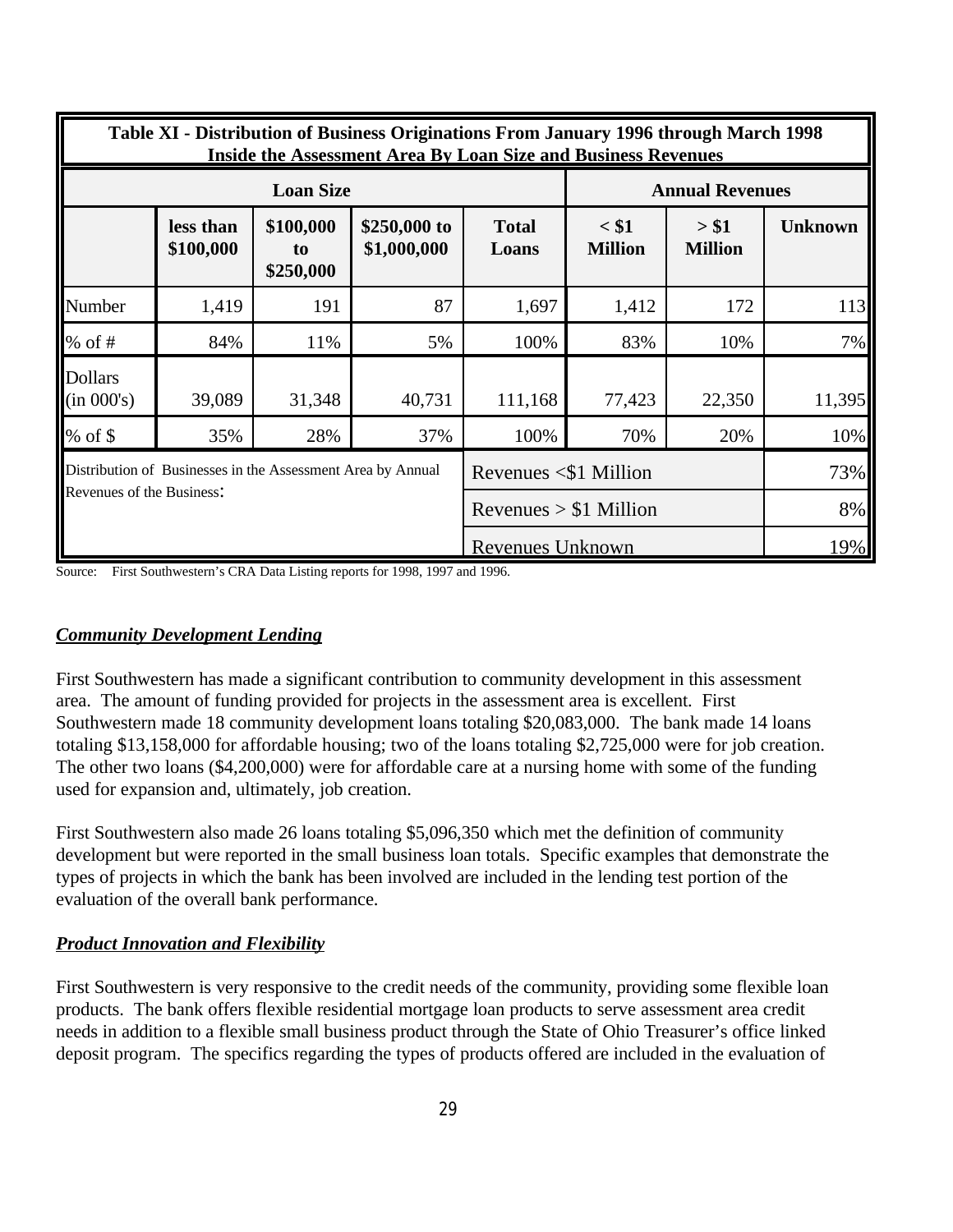**Table XI - Distribution of Business Originations From January 1996 through March 1998 Inside the Assessment Area By Loan Size and Business Revenues**

| | Loan Size | | | | Annual Revenues | | |
|---|---|---|---|---|---|---|---|
| | less than $100,000 | $100,000 to $250,000 | $250,000 to $1,000,000 | Total Loans | < $1 Million | > $1 Million | Unknown |
| Number | 1,419 | 191 | 87 | 1,697 | 1,412 | 172 | 113 |
| % of # | 84% | 11% | 5% | 100% | 83% | 10% | 7% |
| Dollars (in 000's) | 39,089 | 31,348 | 40,731 | 111,168 | 77,423 | 22,350 | 11,395 |
| % of $ | 35% | 28% | 37% | 100% | 70% | 20% | 10% |
| Distribution of Businesses in the Assessment Area by Annual Revenues of the Business: | | | | Revenues <$1 Million | | | 73% |
| | | | | Revenues > $1 Million | | | 8% |
| | | | | Revenues Unknown | | | 19% |

Source: First Southwestern's CRA Data Listing reports for 1998, 1997 and 1996.

***Community Development Lending***

First Southwestern has made a significant contribution to community development in this assessment area. The amount of funding provided for projects in the assessment area is excellent. First Southwestern made 18 community development loans totaling $20,083,000. The bank made 14 loans totaling $13,158,000 for affordable housing; two of the loans totaling $2,725,000 were for job creation. The other two loans ($4,200,000) were for affordable care at a nursing home with some of the funding used for expansion and, ultimately, job creation.

First Southwestern also made 26 loans totaling $5,096,350 which met the definition of community development but were reported in the small business loan totals. Specific examples that demonstrate the types of projects in which the bank has been involved are included in the lending test portion of the evaluation of the overall bank performance.

***Product Innovation and Flexibility***

First Southwestern is very responsive to the credit needs of the community, providing some flexible loan products. The bank offers flexible residential mortgage loan products to serve assessment area credit needs in addition to a flexible small business product through the State of Ohio Treasurer's office linked deposit program. The specifics regarding the types of products offered are included in the evaluation of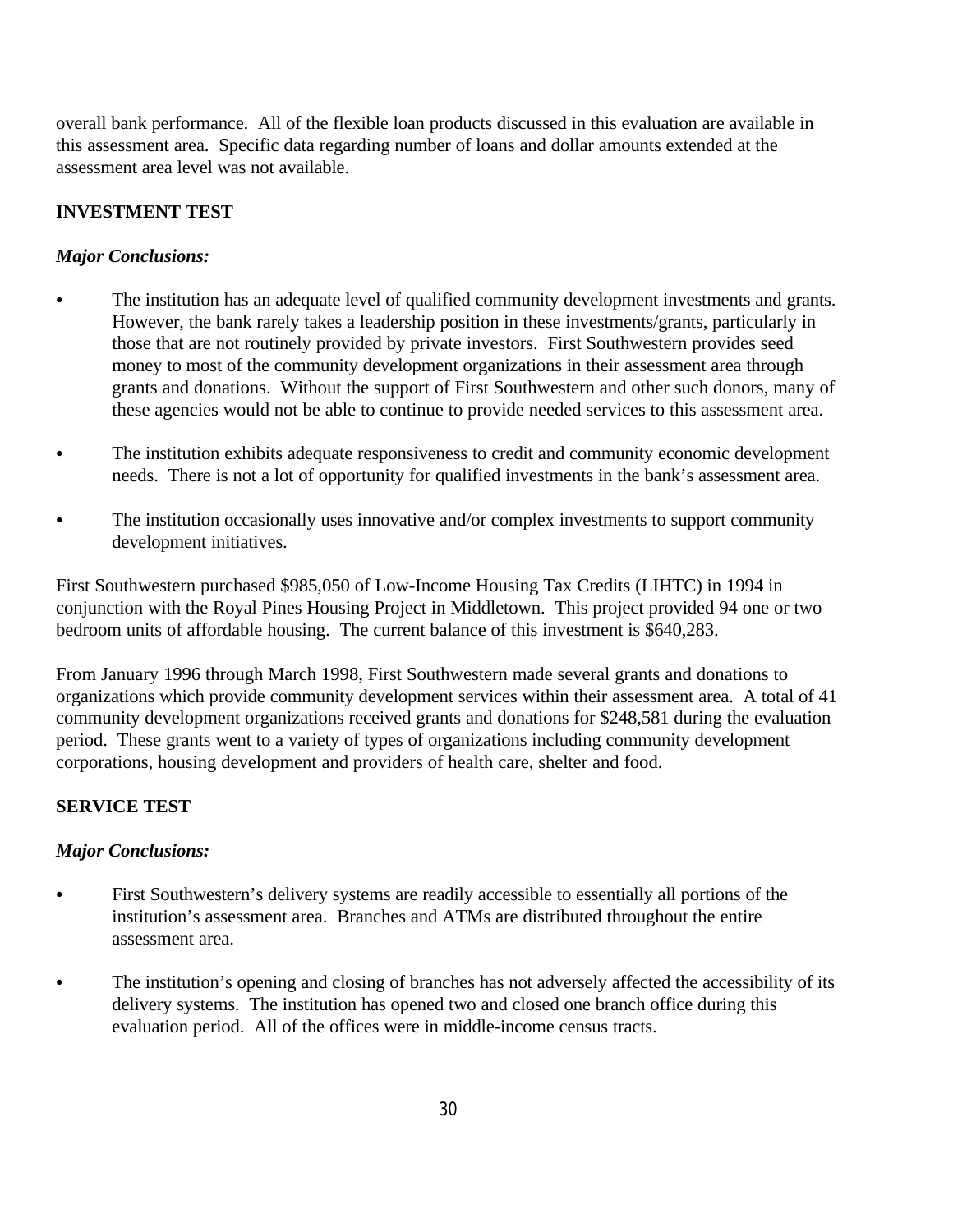overall bank performance. All of the flexible loan products discussed in this evaluation are available in this assessment area. Specific data regarding number of loans and dollar amounts extended at the assessment area level was not available.

**INVESTMENT TEST**

***Major Conclusions:***

- The institution has an adequate level of qualified community development investments and grants. However, the bank rarely takes a leadership position in these investments/grants, particularly in those that are not routinely provided by private investors. First Southwestern provides seed money to most of the community development organizations in their assessment area through grants and donations. Without the support of First Southwestern and other such donors, many of these agencies would not be able to continue to provide needed services to this assessment area.

- The institution exhibits adequate responsiveness to credit and community economic development needs. There is not a lot of opportunity for qualified investments in the bank's assessment area.

- The institution occasionally uses innovative and/or complex investments to support community development initiatives.

First Southwestern purchased $985,050 of Low-Income Housing Tax Credits (LIHTC) in 1994 in conjunction with the Royal Pines Housing Project in Middletown. This project provided 94 one or two bedroom units of affordable housing. The current balance of this investment is $640,283.

From January 1996 through March 1998, First Southwestern made several grants and donations to organizations which provide community development services within their assessment area. A total of 41 community development organizations received grants and donations for $248,581 during the evaluation period. These grants went to a variety of types of organizations including community development corporations, housing development and providers of health care, shelter and food.

**SERVICE TEST**

***Major Conclusions:***

- First Southwestern's delivery systems are readily accessible to essentially all portions of the institution's assessment area. Branches and ATMs are distributed throughout the entire assessment area.

- The institution's opening and closing of branches has not adversely affected the accessibility of its delivery systems. The institution has opened two and closed one branch office during this evaluation period. All of the offices were in middle-income census tracts.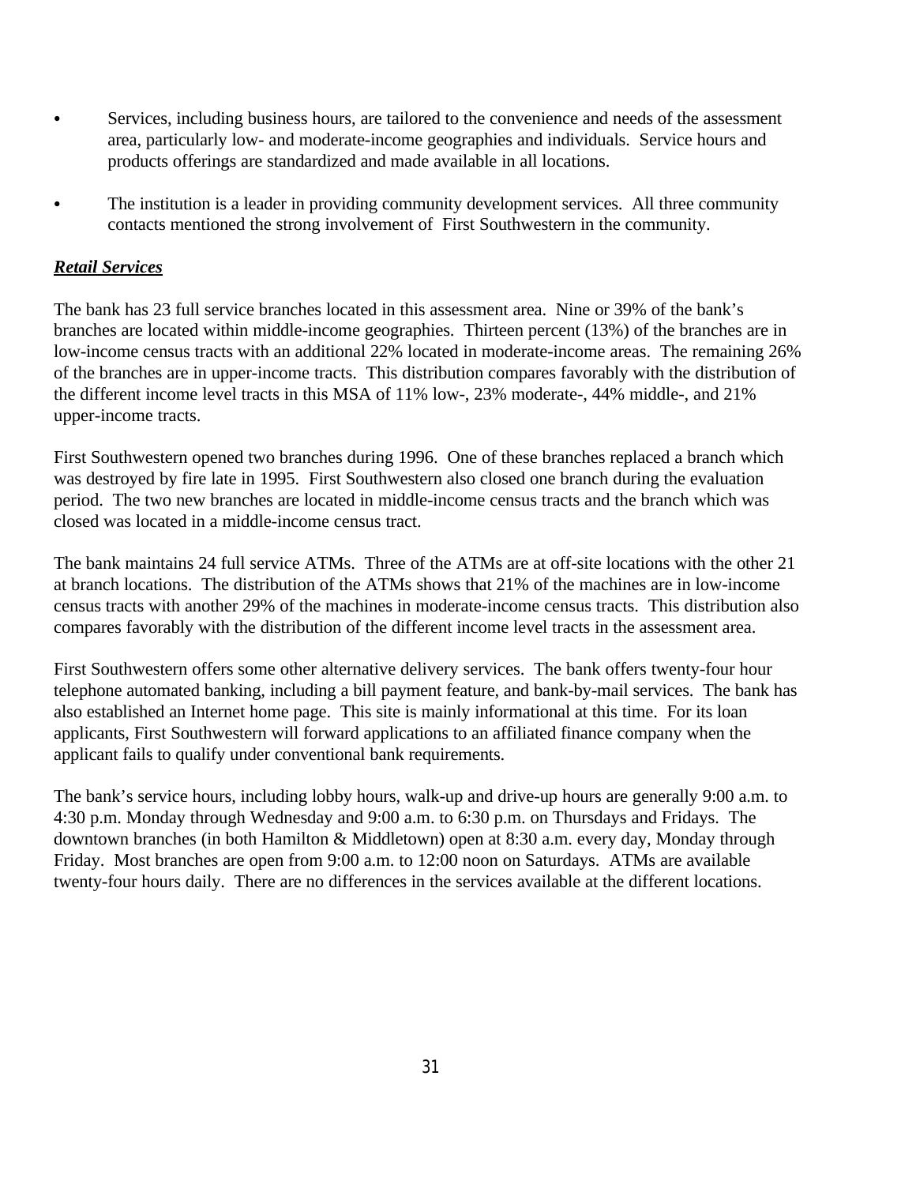- Services, including business hours, are tailored to the convenience and needs of the assessment area, particularly low- and moderate-income geographies and individuals. Service hours and products offerings are standardized and made available in all locations.

- The institution is a leader in providing community development services. All three community contacts mentioned the strong involvement of First Southwestern in the community.

***Retail Services***

The bank has 23 full service branches located in this assessment area. Nine or 39% of the bank's branches are located within middle-income geographies. Thirteen percent (13%) of the branches are in low-income census tracts with an additional 22% located in moderate-income areas. The remaining 26% of the branches are in upper-income tracts. This distribution compares favorably with the distribution of the different income level tracts in this MSA of 11% low-, 23% moderate-, 44% middle-, and 21% upper-income tracts.

First Southwestern opened two branches during 1996. One of these branches replaced a branch which was destroyed by fire late in 1995. First Southwestern also closed one branch during the evaluation period. The two new branches are located in middle-income census tracts and the branch which was closed was located in a middle-income census tract.

The bank maintains 24 full service ATMs. Three of the ATMs are at off-site locations with the other 21 at branch locations. The distribution of the ATMs shows that 21% of the machines are in low-income census tracts with another 29% of the machines in moderate-income census tracts. This distribution also compares favorably with the distribution of the different income level tracts in the assessment area.

First Southwestern offers some other alternative delivery services. The bank offers twenty-four hour telephone automated banking, including a bill payment feature, and bank-by-mail services. The bank has also established an Internet home page. This site is mainly informational at this time. For its loan applicants, First Southwestern will forward applications to an affiliated finance company when the applicant fails to qualify under conventional bank requirements.

The bank's service hours, including lobby hours, walk-up and drive-up hours are generally 9:00 a.m. to 4:30 p.m. Monday through Wednesday and 9:00 a.m. to 6:30 p.m. on Thursdays and Fridays. The downtown branches (in both Hamilton & Middletown) open at 8:30 a.m. every day, Monday through Friday. Most branches are open from 9:00 a.m. to 12:00 noon on Saturdays. ATMs are available twenty-four hours daily. There are no differences in the services available at the different locations.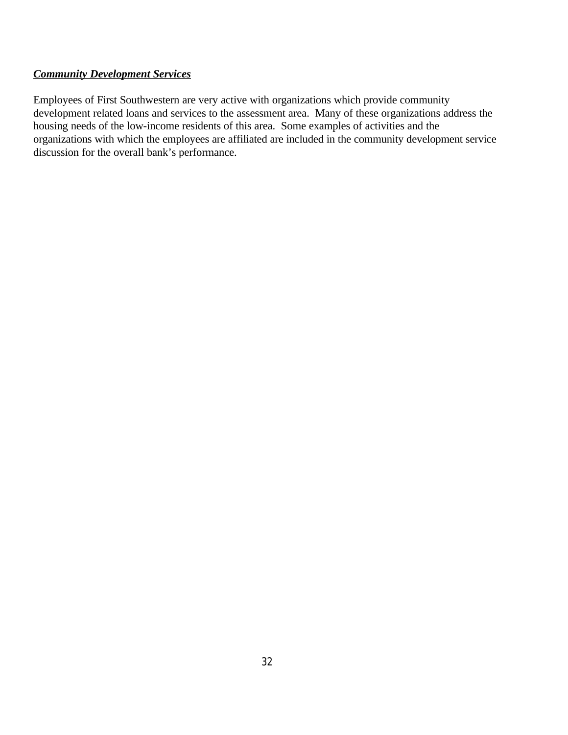***Community Development Services***

Employees of First Southwestern are very active with organizations which provide community development related loans and services to the assessment area. Many of these organizations address the housing needs of the low-income residents of this area. Some examples of activities and the organizations with which the employees are affiliated are included in the community development service discussion for the overall bank's performance.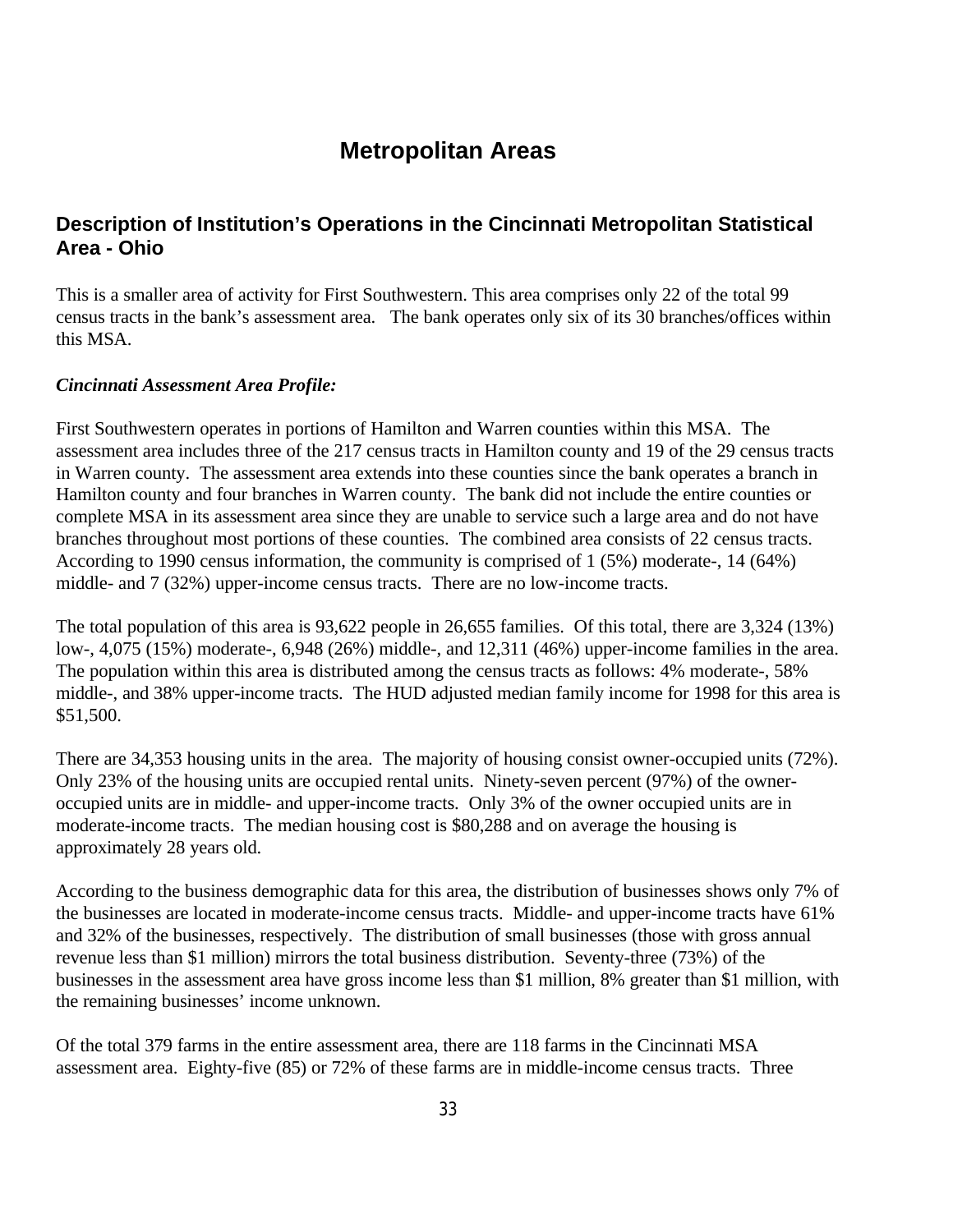# Metropolitan Areas

## Description of Institution's Operations in the Cincinnati Metropolitan Statistical Area - Ohio

This is a smaller area of activity for First Southwestern. This area comprises only 22 of the total 99 census tracts in the bank's assessment area. The bank operates only six of its 30 branches/offices within this MSA.

***Cincinnati Assessment Area Profile:***

First Southwestern operates in portions of Hamilton and Warren counties within this MSA. The assessment area includes three of the 217 census tracts in Hamilton county and 19 of the 29 census tracts in Warren county. The assessment area extends into these counties since the bank operates a branch in Hamilton county and four branches in Warren county. The bank did not include the entire counties or complete MSA in its assessment area since they are unable to service such a large area and do not have branches throughout most portions of these counties. The combined area consists of 22 census tracts. According to 1990 census information, the community is comprised of 1 (5%) moderate-, 14 (64%) middle- and 7 (32%) upper-income census tracts. There are no low-income tracts.

The total population of this area is 93,622 people in 26,655 families. Of this total, there are 3,324 (13%) low-, 4,075 (15%) moderate-, 6,948 (26%) middle-, and 12,311 (46%) upper-income families in the area. The population within this area is distributed among the census tracts as follows: 4% moderate-, 58% middle-, and 38% upper-income tracts. The HUD adjusted median family income for 1998 for this area is $51,500.

There are 34,353 housing units in the area. The majority of housing consist owner-occupied units (72%). Only 23% of the housing units are occupied rental units. Ninety-seven percent (97%) of the owner-occupied units are in middle- and upper-income tracts. Only 3% of the owner occupied units are in moderate-income tracts. The median housing cost is $80,288 and on average the housing is approximately 28 years old.

According to the business demographic data for this area, the distribution of businesses shows only 7% of the businesses are located in moderate-income census tracts. Middle- and upper-income tracts have 61% and 32% of the businesses, respectively. The distribution of small businesses (those with gross annual revenue less than $1 million) mirrors the total business distribution. Seventy-three (73%) of the businesses in the assessment area have gross income less than $1 million, 8% greater than $1 million, with the remaining businesses' income unknown.

Of the total 379 farms in the entire assessment area, there are 118 farms in the Cincinnati MSA assessment area. Eighty-five (85) or 72% of these farms are in middle-income census tracts. Three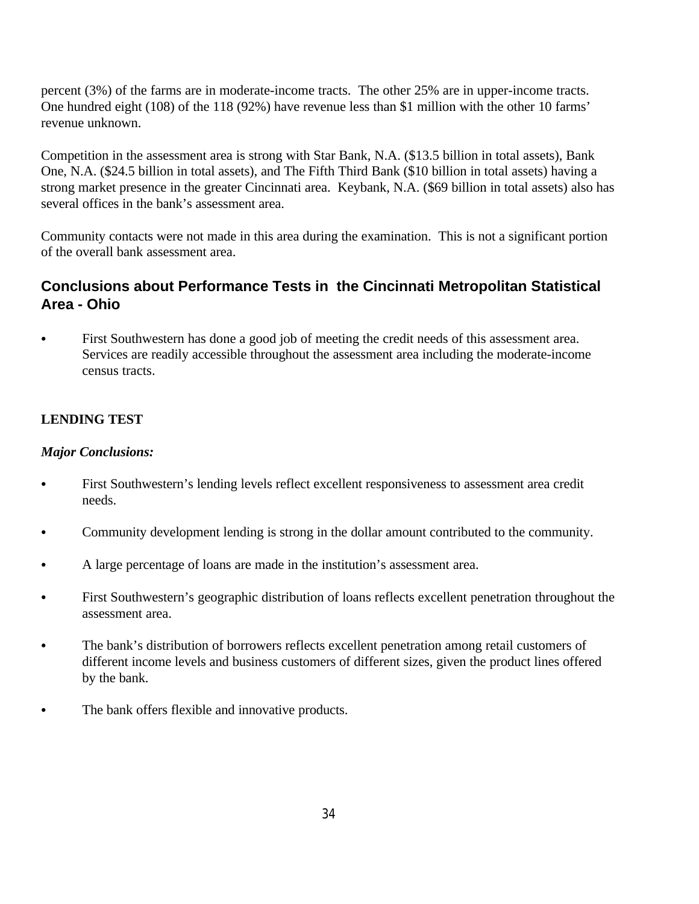percent (3%) of the farms are in moderate-income tracts. The other 25% are in upper-income tracts. One hundred eight (108) of the 118 (92%) have revenue less than $1 million with the other 10 farms' revenue unknown.

Competition in the assessment area is strong with Star Bank, N.A. ($13.5 billion in total assets), Bank One, N.A. ($24.5 billion in total assets), and The Fifth Third Bank ($10 billion in total assets) having a strong market presence in the greater Cincinnati area. Keybank, N.A. ($69 billion in total assets) also has several offices in the bank's assessment area.

Community contacts were not made in this area during the examination. This is not a significant portion of the overall bank assessment area.

## Conclusions about Performance Tests in the Cincinnati Metropolitan Statistical Area - Ohio

- First Southwestern has done a good job of meeting the credit needs of this assessment area. Services are readily accessible throughout the assessment area including the moderate-income census tracts.

**LENDING TEST**

***Major Conclusions:***

- First Southwestern's lending levels reflect excellent responsiveness to assessment area credit needs.
- Community development lending is strong in the dollar amount contributed to the community.
- A large percentage of loans are made in the institution's assessment area.
- First Southwestern's geographic distribution of loans reflects excellent penetration throughout the assessment area.
- The bank's distribution of borrowers reflects excellent penetration among retail customers of different income levels and business customers of different sizes, given the product lines offered by the bank.
- The bank offers flexible and innovative products.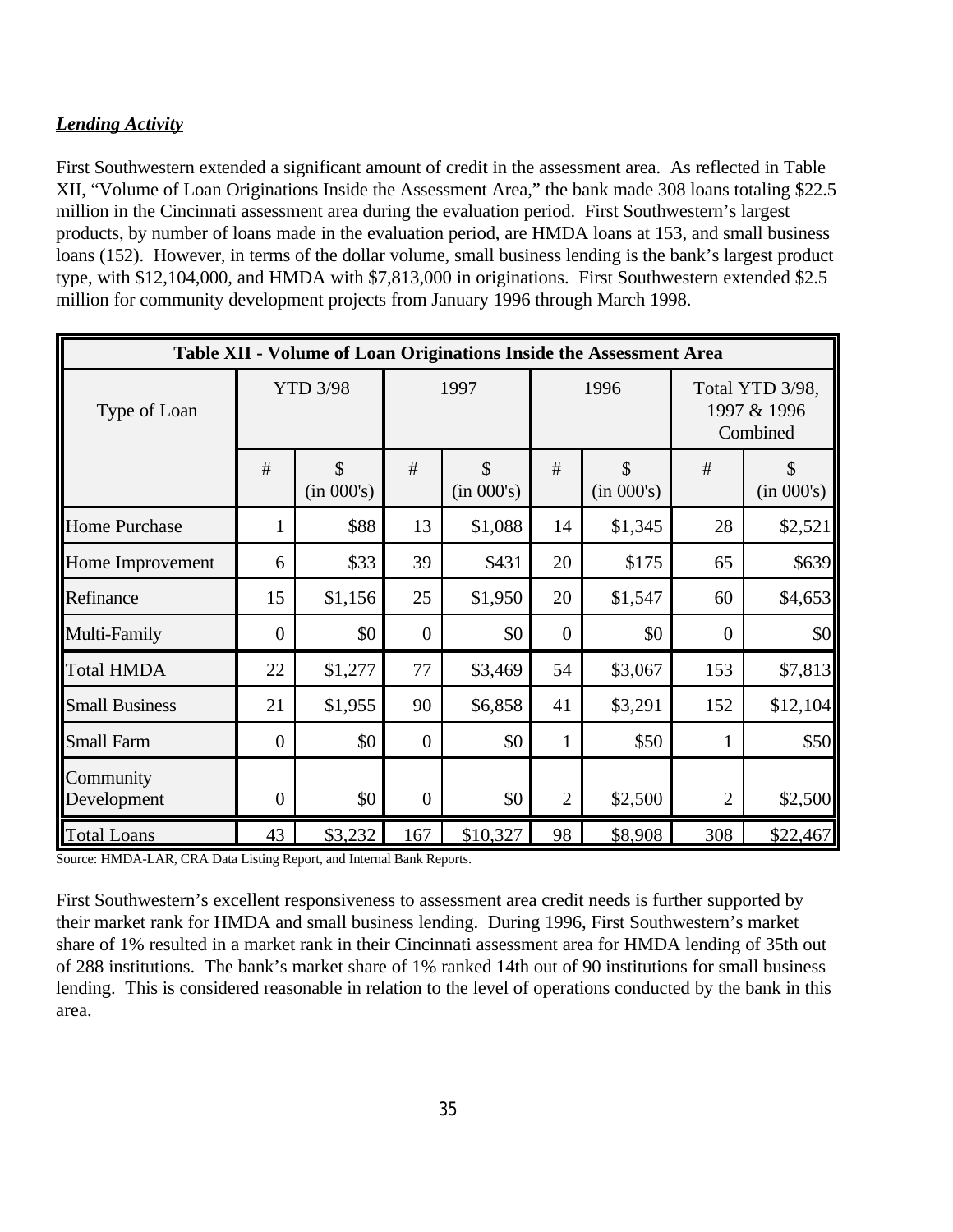***Lending Activity***

First Southwestern extended a significant amount of credit in the assessment area. As reflected in Table XII, "Volume of Loan Originations Inside the Assessment Area," the bank made 308 loans totaling $22.5 million in the Cincinnati assessment area during the evaluation period. First Southwestern's largest products, by number of loans made in the evaluation period, are HMDA loans at 153, and small business loans (152). However, in terms of the dollar volume, small business lending is the bank's largest product type, with $12,104,000, and HMDA with $7,813,000 in originations. First Southwestern extended $2.5 million for community development projects from January 1996 through March 1998.

| Table XII - Volume of Loan Originations Inside the Assessment Area | | | | | | | | |
|---|---|---|---|---|---|---|---|---|
| Type of Loan | YTD 3/98 | | 1997 | | 1996 | | Total YTD 3/98, 1997 & 1996 Combined | |
| | # | $ (in 000's) | # | $ (in 000's) | # | $ (in 000's) | # | $ (in 000's) |
| Home Purchase | 1 | $88 | 13 | $1,088 | 14 | $1,345 | 28 | $2,521 |
| Home Improvement | 6 | $33 | 39 | $431 | 20 | $175 | 65 | $639 |
| Refinance | 15 | $1,156 | 25 | $1,950 | 20 | $1,547 | 60 | $4,653 |
| Multi-Family | 0 | $0 | 0 | $0 | 0 | $0 | 0 | $0 |
| Total HMDA | 22 | $1,277 | 77 | $3,469 | 54 | $3,067 | 153 | $7,813 |
| Small Business | 21 | $1,955 | 90 | $6,858 | 41 | $3,291 | 152 | $12,104 |
| Small Farm | 0 | $0 | 0 | $0 | 1 | $50 | 1 | $50 |
| Community Development | 0 | $0 | 0 | $0 | 2 | $2,500 | 2 | $2,500 |
| Total Loans | 43 | $3,232 | 167 | $10,327 | 98 | $8,908 | 308 | $22,467 |

Source: HMDA-LAR, CRA Data Listing Report, and Internal Bank Reports.

First Southwestern's excellent responsiveness to assessment area credit needs is further supported by their market rank for HMDA and small business lending. During 1996, First Southwestern's market share of 1% resulted in a market rank in their Cincinnati assessment area for HMDA lending of 35th out of 288 institutions. The bank's market share of 1% ranked 14th out of 90 institutions for small business lending. This is considered reasonable in relation to the level of operations conducted by the bank in this area.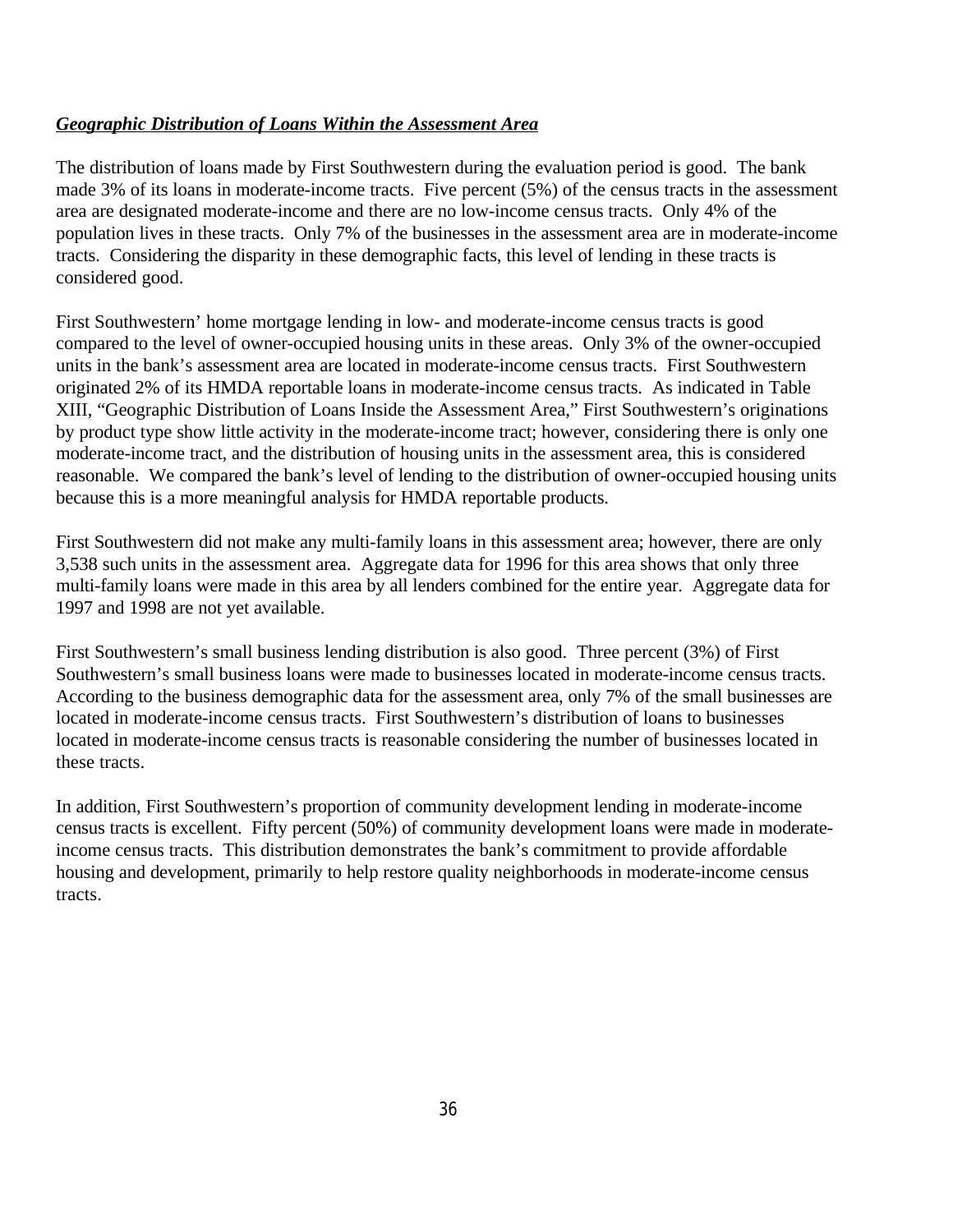***Geographic Distribution of Loans Within the Assessment Area***

The distribution of loans made by First Southwestern during the evaluation period is good. The bank made 3% of its loans in moderate-income tracts. Five percent (5%) of the census tracts in the assessment area are designated moderate-income and there are no low-income census tracts. Only 4% of the population lives in these tracts. Only 7% of the businesses in the assessment area are in moderate-income tracts. Considering the disparity in these demographic facts, this level of lending in these tracts is considered good.

First Southwestern' home mortgage lending in low- and moderate-income census tracts is good compared to the level of owner-occupied housing units in these areas. Only 3% of the owner-occupied units in the bank's assessment area are located in moderate-income census tracts. First Southwestern originated 2% of its HMDA reportable loans in moderate-income census tracts. As indicated in Table XIII, "Geographic Distribution of Loans Inside the Assessment Area," First Southwestern's originations by product type show little activity in the moderate-income tract; however, considering there is only one moderate-income tract, and the distribution of housing units in the assessment area, this is considered reasonable. We compared the bank's level of lending to the distribution of owner-occupied housing units because this is a more meaningful analysis for HMDA reportable products.

First Southwestern did not make any multi-family loans in this assessment area; however, there are only 3,538 such units in the assessment area. Aggregate data for 1996 for this area shows that only three multi-family loans were made in this area by all lenders combined for the entire year. Aggregate data for 1997 and 1998 are not yet available.

First Southwestern's small business lending distribution is also good. Three percent (3%) of First Southwestern's small business loans were made to businesses located in moderate-income census tracts. According to the business demographic data for the assessment area, only 7% of the small businesses are located in moderate-income census tracts. First Southwestern's distribution of loans to businesses located in moderate-income census tracts is reasonable considering the number of businesses located in these tracts.

In addition, First Southwestern's proportion of community development lending in moderate-income census tracts is excellent. Fifty percent (50%) of community development loans were made in moderate-income census tracts. This distribution demonstrates the bank's commitment to provide affordable housing and development, primarily to help restore quality neighborhoods in moderate-income census tracts.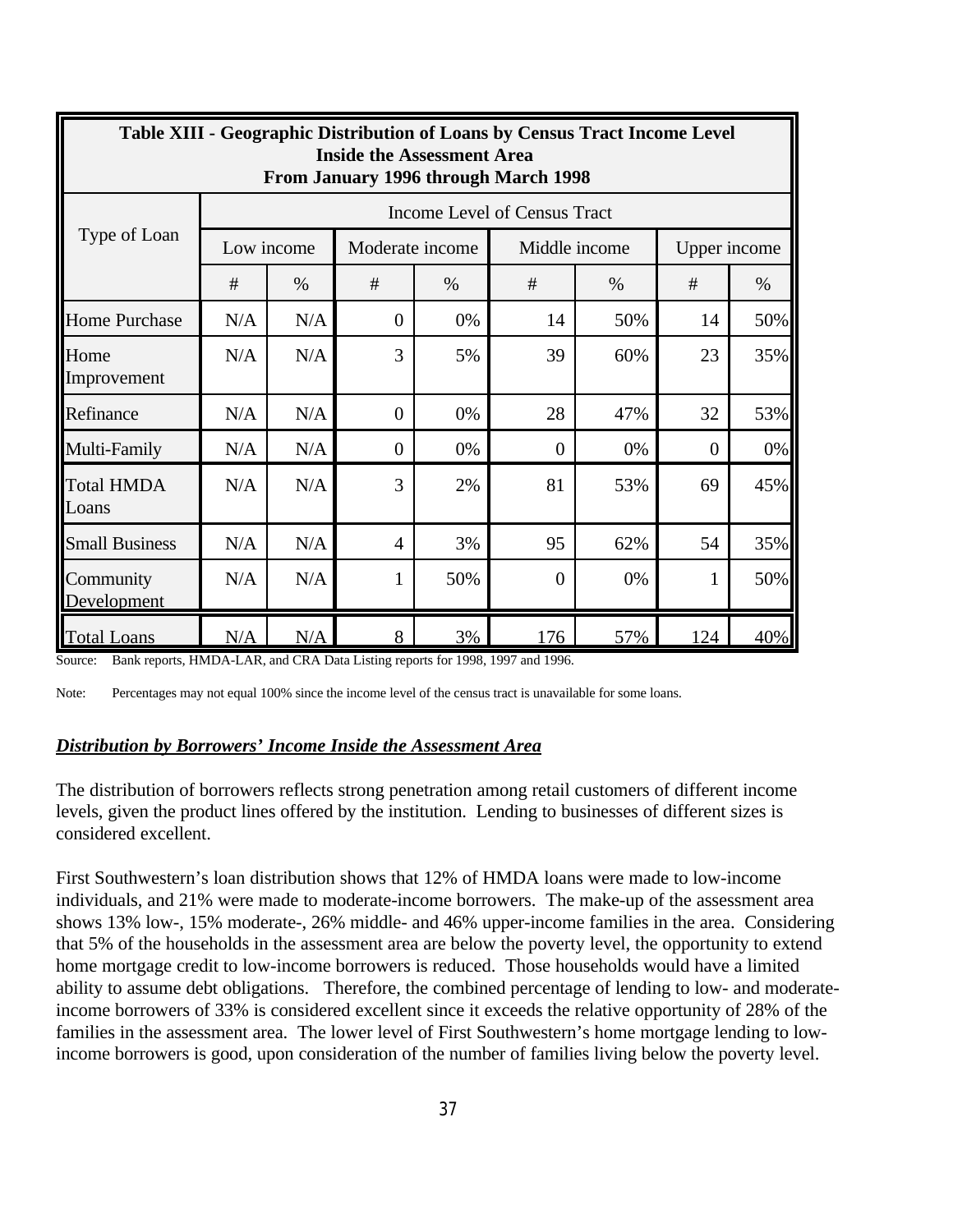| Table XIII - Geographic Distribution of Loans by Census Tract Income Level Inside the Assessment Area From January 1996 through March 1998 | | | | | | | | |
|---|---|---|---|---|---|---|---|---|
| Type of Loan | Income Level of Census Tract | | | | | | | |
| | Low income | | Moderate income | | Middle income | | Upper income | |
| | # | % | # | % | # | % | # | % |
| Home Purchase | N/A | N/A | 0 | 0% | 14 | 50% | 14 | 50% |
| Home Improvement | N/A | N/A | 3 | 5% | 39 | 60% | 23 | 35% |
| Refinance | N/A | N/A | 0 | 0% | 28 | 47% | 32 | 53% |
| Multi-Family | N/A | N/A | 0 | 0% | 0 | 0% | 0 | 0% |
| Total HMDA Loans | N/A | N/A | 3 | 2% | 81 | 53% | 69 | 45% |
| Small Business | N/A | N/A | 4 | 3% | 95 | 62% | 54 | 35% |
| Community Development | N/A | N/A | 1 | 50% | 0 | 0% | 1 | 50% |
| Total Loans | N/A | N/A | 8 | 3% | 176 | 57% | 124 | 40% |

Source: Bank reports, HMDA-LAR, and CRA Data Listing reports for 1998, 1997 and 1996.

Note: Percentages may not equal 100% since the income level of the census tract is unavailable for some loans.

***Distribution by Borrowers' Income Inside the Assessment Area***

The distribution of borrowers reflects strong penetration among retail customers of different income levels, given the product lines offered by the institution. Lending to businesses of different sizes is considered excellent.

First Southwestern's loan distribution shows that 12% of HMDA loans were made to low-income individuals, and 21% were made to moderate-income borrowers. The make-up of the assessment area shows 13% low-, 15% moderate-, 26% middle- and 46% upper-income families in the area. Considering that 5% of the households in the assessment area are below the poverty level, the opportunity to extend home mortgage credit to low-income borrowers is reduced. Those households would have a limited ability to assume debt obligations. Therefore, the combined percentage of lending to low- and moderate-income borrowers of 33% is considered excellent since it exceeds the relative opportunity of 28% of the families in the assessment area. The lower level of First Southwestern's home mortgage lending to low-income borrowers is good, upon consideration of the number of families living below the poverty level.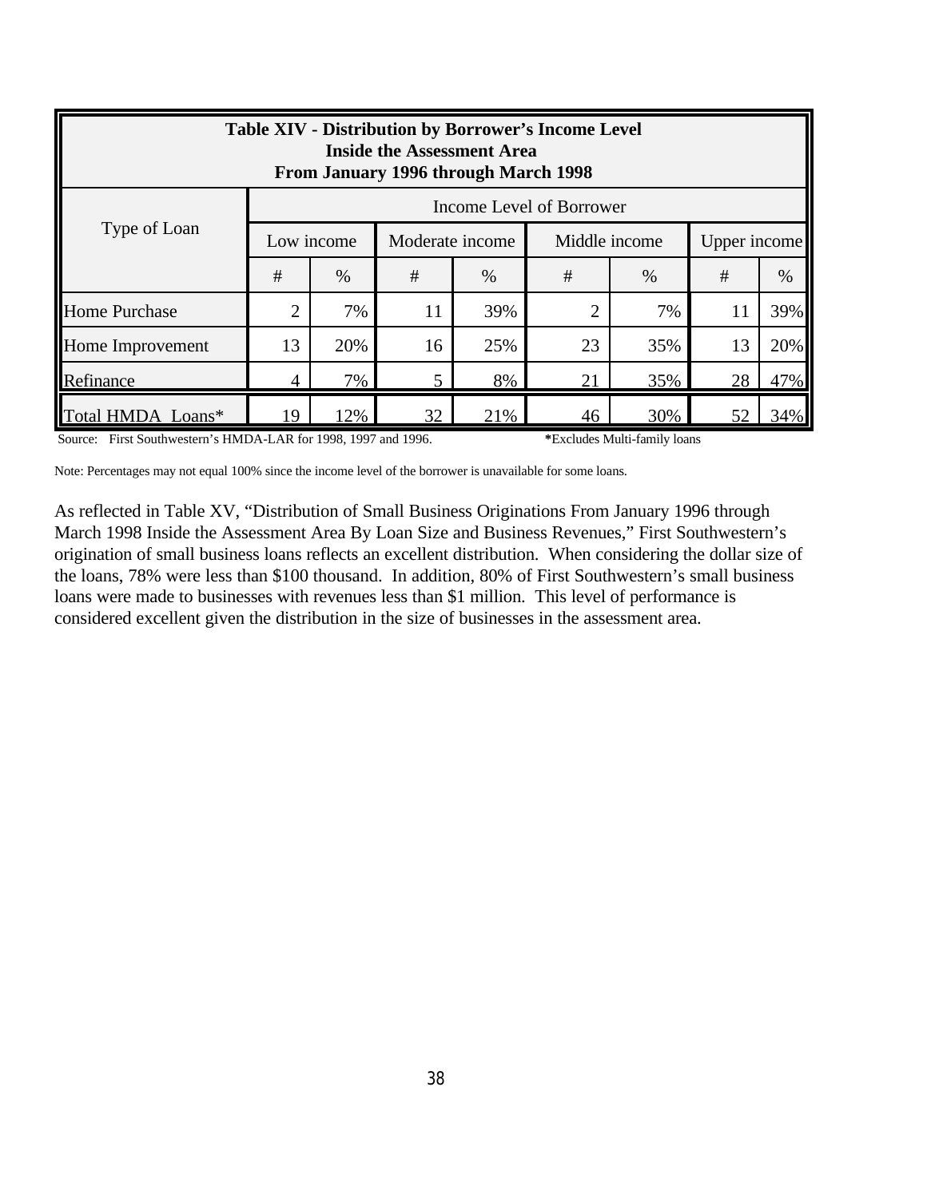| Table XIV - Distribution by Borrower's Income Level Inside the Assessment Area From January 1996 through March 1998 | | | | | | | | |
|---|---|---|---|---|---|---|---|---|
| Type of Loan | Income Level of Borrower | | | | | | | |
| | Low income | | Moderate income | | Middle income | | Upper income | |
| | # | % | # | % | # | % | # | % |
| Home Purchase | 2 | 7% | 11 | 39% | 2 | 7% | 11 | 39% |
| Home Improvement | 13 | 20% | 16 | 25% | 23 | 35% | 13 | 20% |
| Refinance | 4 | 7% | 5 | 8% | 21 | 35% | 28 | 47% |
| Total HMDA Loans* | 19 | 12% | 32 | 21% | 46 | 30% | 52 | 34% |

Source: First Southwestern's HMDA-LAR for 1998, 1997 and 1996. *Excludes Multi-family loans

Note: Percentages may not equal 100% since the income level of the borrower is unavailable for some loans.

As reflected in Table XV, "Distribution of Small Business Originations From January 1996 through March 1998 Inside the Assessment Area By Loan Size and Business Revenues," First Southwestern's origination of small business loans reflects an excellent distribution. When considering the dollar size of the loans, 78% were less than $100 thousand. In addition, 80% of First Southwestern's small business loans were made to businesses with revenues less than $1 million. This level of performance is considered excellent given the distribution in the size of businesses in the assessment area.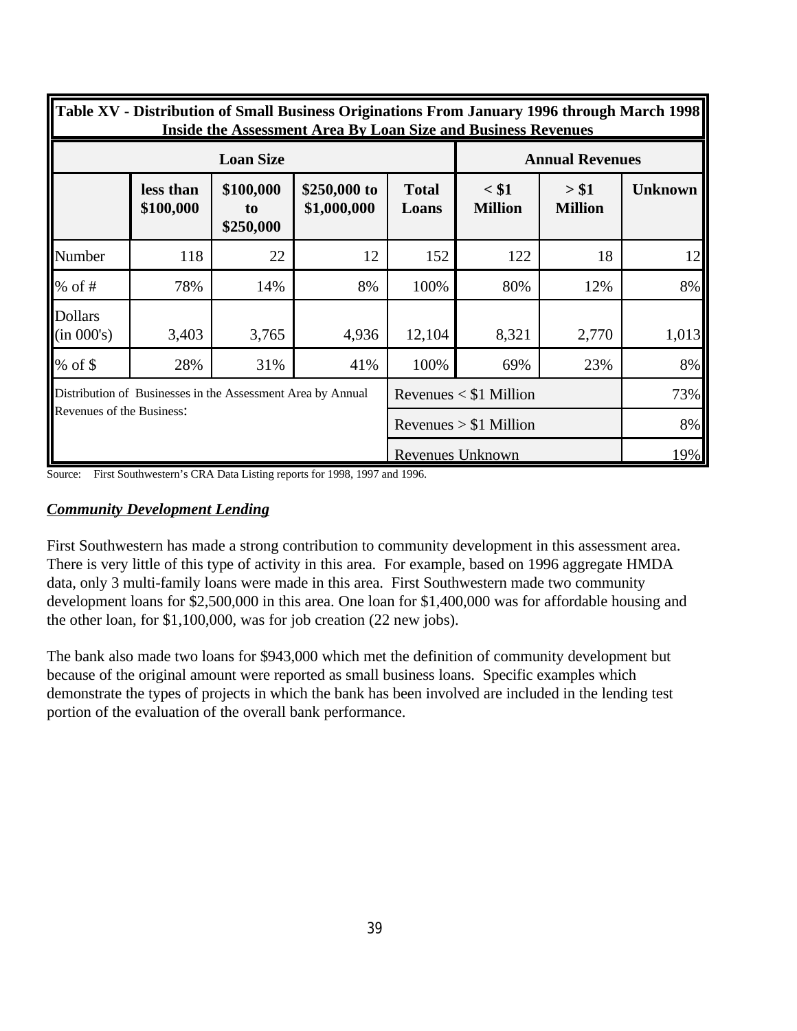**Table XV - Distribution of Small Business Originations From January 1996 through March 1998 Inside the Assessment Area By Loan Size and Business Revenues**

| | Loan Size | | | | Annual Revenues | | |
|---|---|---|---|---|---|---|---|
| | less than $100,000 | $100,000 to $250,000 | $250,000 to $1,000,000 | Total Loans | < $1 Million | > $1 Million | Unknown |
| Number | 118 | 22 | 12 | 152 | 122 | 18 | 12 |
| % of # | 78% | 14% | 8% | 100% | 80% | 12% | 8% |
| Dollars (in 000's) | 3,403 | 3,765 | 4,936 | 12,104 | 8,321 | 2,770 | 1,013 |
| % of $ | 28% | 31% | 41% | 100% | 69% | 23% | 8% |
| Distribution of Businesses in the Assessment Area by Annual Revenues of the Business: | | | | Revenues < $1 Million | | | 73% |
| | | | | Revenues > $1 Million | | | 8% |
| | | | | Revenues Unknown | | | 19% |

Source: First Southwestern's CRA Data Listing reports for 1998, 1997 and 1996.

***Community Development Lending***

First Southwestern has made a strong contribution to community development in this assessment area. There is very little of this type of activity in this area. For example, based on 1996 aggregate HMDA data, only 3 multi-family loans were made in this area. First Southwestern made two community development loans for $2,500,000 in this area. One loan for $1,400,000 was for affordable housing and the other loan, for $1,100,000, was for job creation (22 new jobs).

The bank also made two loans for $943,000 which met the definition of community development but because of the original amount were reported as small business loans. Specific examples which demonstrate the types of projects in which the bank has been involved are included in the lending test portion of the evaluation of the overall bank performance.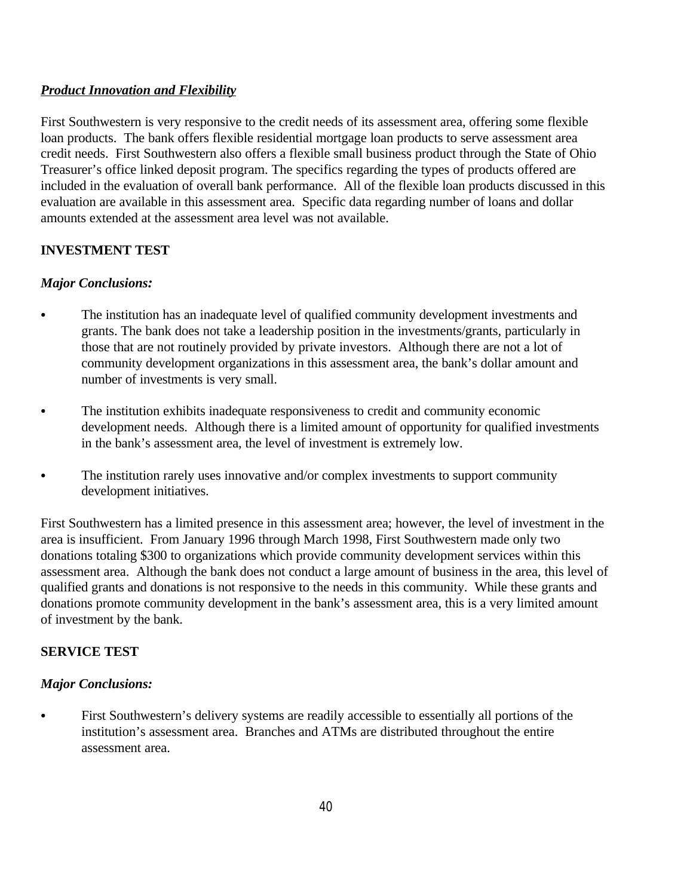***Product Innovation and Flexibility***

First Southwestern is very responsive to the credit needs of its assessment area, offering some flexible loan products. The bank offers flexible residential mortgage loan products to serve assessment area credit needs. First Southwestern also offers a flexible small business product through the State of Ohio Treasurer's office linked deposit program. The specifics regarding the types of products offered are included in the evaluation of overall bank performance. All of the flexible loan products discussed in this evaluation are available in this assessment area. Specific data regarding number of loans and dollar amounts extended at the assessment area level was not available.

**INVESTMENT TEST**

***Major Conclusions:***

- The institution has an inadequate level of qualified community development investments and grants. The bank does not take a leadership position in the investments/grants, particularly in those that are not routinely provided by private investors. Although there are not a lot of community development organizations in this assessment area, the bank's dollar amount and number of investments is very small.

- The institution exhibits inadequate responsiveness to credit and community economic development needs. Although there is a limited amount of opportunity for qualified investments in the bank's assessment area, the level of investment is extremely low.

- The institution rarely uses innovative and/or complex investments to support community development initiatives.

First Southwestern has a limited presence in this assessment area; however, the level of investment in the area is insufficient. From January 1996 through March 1998, First Southwestern made only two donations totaling $300 to organizations which provide community development services within this assessment area. Although the bank does not conduct a large amount of business in the area, this level of qualified grants and donations is not responsive to the needs in this community. While these grants and donations promote community development in the bank's assessment area, this is a very limited amount of investment by the bank.

**SERVICE TEST**

***Major Conclusions:***

- First Southwestern's delivery systems are readily accessible to essentially all portions of the institution's assessment area. Branches and ATMs are distributed throughout the entire assessment area.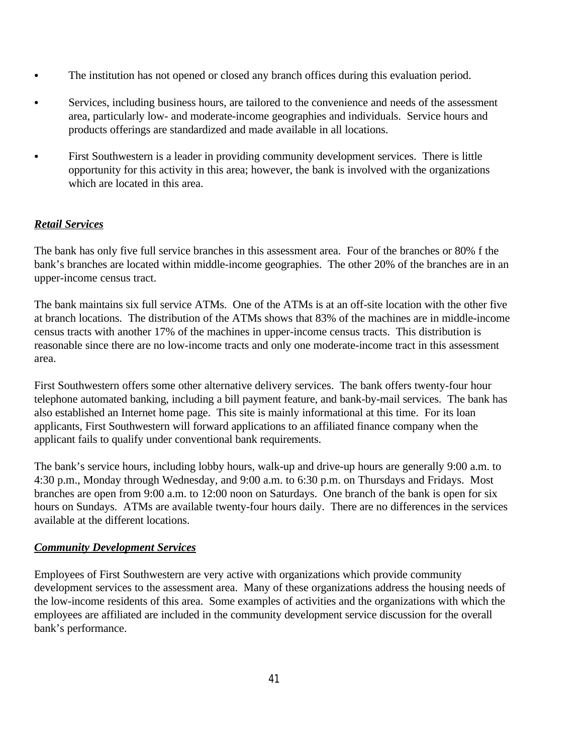- The institution has not opened or closed any branch offices during this evaluation period.

- Services, including business hours, are tailored to the convenience and needs of the assessment area, particularly low- and moderate-income geographies and individuals. Service hours and products offerings are standardized and made available in all locations.

- First Southwestern is a leader in providing community development services. There is little opportunity for this activity in this area; however, the bank is involved with the organizations which are located in this area.

***Retail Services***

The bank has only five full service branches in this assessment area. Four of the branches or 80% f the bank's branches are located within middle-income geographies. The other 20% of the branches are in an upper-income census tract.

The bank maintains six full service ATMs. One of the ATMs is at an off-site location with the other five at branch locations. The distribution of the ATMs shows that 83% of the machines are in middle-income census tracts with another 17% of the machines in upper-income census tracts. This distribution is reasonable since there are no low-income tracts and only one moderate-income tract in this assessment area.

First Southwestern offers some other alternative delivery services. The bank offers twenty-four hour telephone automated banking, including a bill payment feature, and bank-by-mail services. The bank has also established an Internet home page. This site is mainly informational at this time. For its loan applicants, First Southwestern will forward applications to an affiliated finance company when the applicant fails to qualify under conventional bank requirements.

The bank's service hours, including lobby hours, walk-up and drive-up hours are generally 9:00 a.m. to 4:30 p.m., Monday through Wednesday, and 9:00 a.m. to 6:30 p.m. on Thursdays and Fridays. Most branches are open from 9:00 a.m. to 12:00 noon on Saturdays. One branch of the bank is open for six hours on Sundays. ATMs are available twenty-four hours daily. There are no differences in the services available at the different locations.

***Community Development Services***

Employees of First Southwestern are very active with organizations which provide community development services to the assessment area. Many of these organizations address the housing needs of the low-income residents of this area. Some examples of activities and the organizations with which the employees are affiliated are included in the community development service discussion for the overall bank's performance.